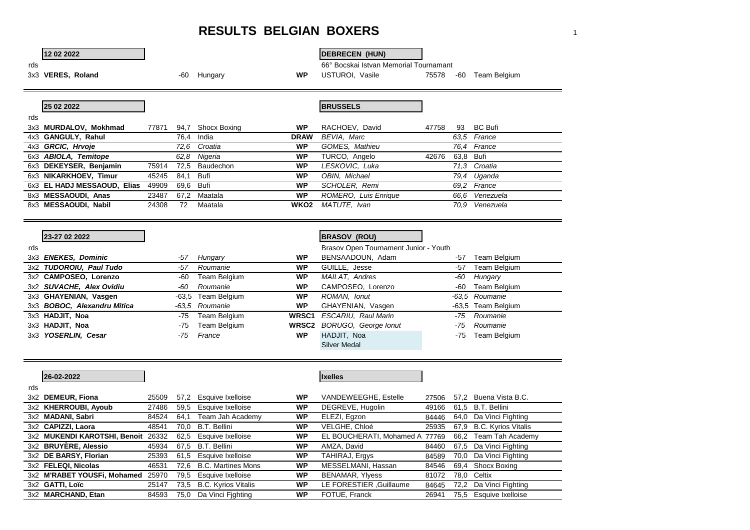# RESULTS BELGIAN BOXERS

**12 02 2022** — **DEBRECEN (HUN)**

66° Bocskai Istvan Memorial Tournamant

| rds | Boxer | Lic. | Kg | Club | Result | Opponent | Lic. | Kg | Club |
|---|---|---|---|---|---|---|---|---|---|
| 3x3 | **VERES, Roland** | | -60 | Hungary | **WP** | USTUROI, Vasile | 75578 | -60 | Team Belgium |

**25 02 2022** — **BRUSSELS**

| rds | Boxer | Lic. | Kg | Club | Result | Opponent | Lic. | Kg | Club |
|---|---|---|---|---|---|---|---|---|---|
| 3x3 | **MURDALOV, Mokhmad** | 77871 | 94,7 | Shocx Boxing | **WP** | RACHOEV, David | 47758 | 93 | BC Bufi |
| 4x3 | **GANGULY, Rahul** | | 76,4 | India | **DRAW** | *BEVIA, Marc* | | *63,5* | *France* |
| 4x3 | ***GRCIC, Hrvoje*** | | *72,6* | *Croatia* | **WP** | *GOMES, Mathieu* | | *76,4* | *France* |
| 6x3 | ***ABIOLA, Temitope*** | | *62,8* | *Nigeria* | **WP** | TURCO, Angelo | 42676 | 63,8 | Bufi |
| 6x3 | **DEKEYSER, Benjamin** | 75914 | 72,5 | Baudechon | **WP** | *LESKOVIC, Luka* | | *71,3* | *Croatia* |
| 6x3 | **NIKARKHOEV, Timur** | 45245 | 84,1 | Bufi | **WP** | *OBIN, Michael* | | *79,4* | *Uganda* |
| 6x3 | **EL HADJ MESSAOUD, Elias** | 49909 | 69,6 | Bufi | **WP** | *SCHOLER, Remi* | | *69,2* | *France* |
| 8x3 | **MESSAOUDI, Anas** | 23487 | 67,2 | Maatala | **WP** | *ROMERO, Luis Enrique* | | *66,6* | *Venezuela* |
| 8x3 | **MESSAOUDI, Nabil** | 24308 | 72 | Maatala | **WKO2** | *MATUTE, Ivan* | | *70,9* | *Venezuela* |

**23-27 02 2022** — **BRASOV (ROU)**

Brasov Open Tournament Junior - Youth

| rds | Boxer | Lic. | Kg | Club | Result | Opponent | Lic. | Kg | Club |
|---|---|---|---|---|---|---|---|---|---|
| 3x3 | ***ENEKES, Dominic*** | | *-57* | *Hungary* | **WP** | BENSAADOUN, Adam | | -57 | Team Belgium |
| 3x2 | ***TUDOROIU, Paul Tudo*** | | *-57* | *Roumanie* | **WP** | GUILLE, Jesse | | -57 | Team Belgium |
| 3x2 | **CAMPOSEO, Lorenzo** | | -60 | Team Belgium | **WP** | *MAILAT, Andres* | | *-60* | *Hungary* |
| 3x2 | ***SUVACHE, Alex Ovidiu*** | | *-60* | *Roumanie* | **WP** | CAMPOSEO, Lorenzo | | -60 | Team Belgium |
| 3x3 | **GHAYENIAN, Vasgen** | | -63,5 | Team Belgium | **WP** | *ROMAN, Ionut* | | *-63,5* | *Roumanie* |
| 3x3 | ***BOBOC, Alexandru Mitica*** | | *-63,5* | *Roumanie* | **WP** | GHAYENIAN, Vasgen | | -63,5 | Team Belgium |
| 3x3 | **HADJIT, Noa** | | -75 | Team Belgium | **WRSC1** | *ESCARIU, Raul Marin* | | *-75* | *Roumanie* |
| 3x3 | **HADJIT, Noa** | | -75 | Team Belgium | **WRSC2** | *BORUGO, George Ionut* | | *-75* | *Roumanie* |
| 3x3 | ***YOSERLIN, Cesar*** | | *-75* | *France* | **WP** | HADJIT, Noa<br>Silver Medal | | -75 | Team Belgium |

**26-02-2022** — **Ixelles**

| rds | Boxer | Lic. | Kg | Club | Result | Opponent | Lic. | Kg | Club |
|---|---|---|---|---|---|---|---|---|---|
| 3x2 | **DEMEUR, Fiona** | 25509 | 57,2 | Esquive Ixelloise | **WP** | VANDEWEEGHE, Estelle | 27506 | 57,2 | Buena Vista B.C. |
| 3x2 | **KHERROUBI, Ayoub** | 27486 | 59,5 | Esquive Ixelloise | **WP** | DEGREVE, Hugolin | 49166 | 61,5 | B.T. Bellini |
| 3x2 | **MADANI, Sabri** | 84524 | 64,1 | Team Jah Academy | **WP** | ELEZI, Egzon | 84446 | 64,0 | Da Vinci Fighting |
| 3x2 | **CAPIZZI, Laora** | 48541 | 70,0 | B.T. Bellini | **WP** | VELGHE, Chloé | 25935 | 67,9 | B.C. Kyrios Vitalis |
| 3x2 | **MUKENDI KAROTSHI, Benoit** | 26332 | 62,5 | Esquive Ixelloise | **WP** | EL BOUCHERATI, Mohamed A | 77769 | 66,2 | Team Tah Academy |
| 3x2 | **BRUYÈRE, Alessio** | 45934 | 67,5 | B.T. Bellini | **WP** | AMZA, David | 84460 | 67,5 | Da Vinci Fighting |
| 3x2 | **DE BARSY, Florian** | 25393 | 61,5 | Esquive Ixelloise | **WP** | TAHIRAJ, Ergys | 84589 | 70,0 | Da Vinci Fighting |
| 3x2 | **FELEQI, Nicolas** | 46531 | 72,6 | B.C. Martines Mons | **WP** | MESSELMANI, Hassan | 84546 | 69,4 | Shocx Boxing |
| 3x2 | **M'RABET YOUSFi, Mohamed** | 25970 | 79,5 | Esquive Ixelloise | **WP** | BENAMAR, Ylyess | 81072 | 78,0 | Celtix |
| 3x2 | **GATTI, Loïc** | 25147 | 73,5 | B.C. Kyrios Vitalis | **WP** | LE FORESTIER ,Guillaume | 84645 | 72,2 | Da Vinci Fighting |
| 3x2 | **MARCHAND, Etan** | 84593 | 75,0 | Da Vinci Fjghting | **WP** | FOTUE, Franck | 26941 | 75,5 | Esquive Ixelloise |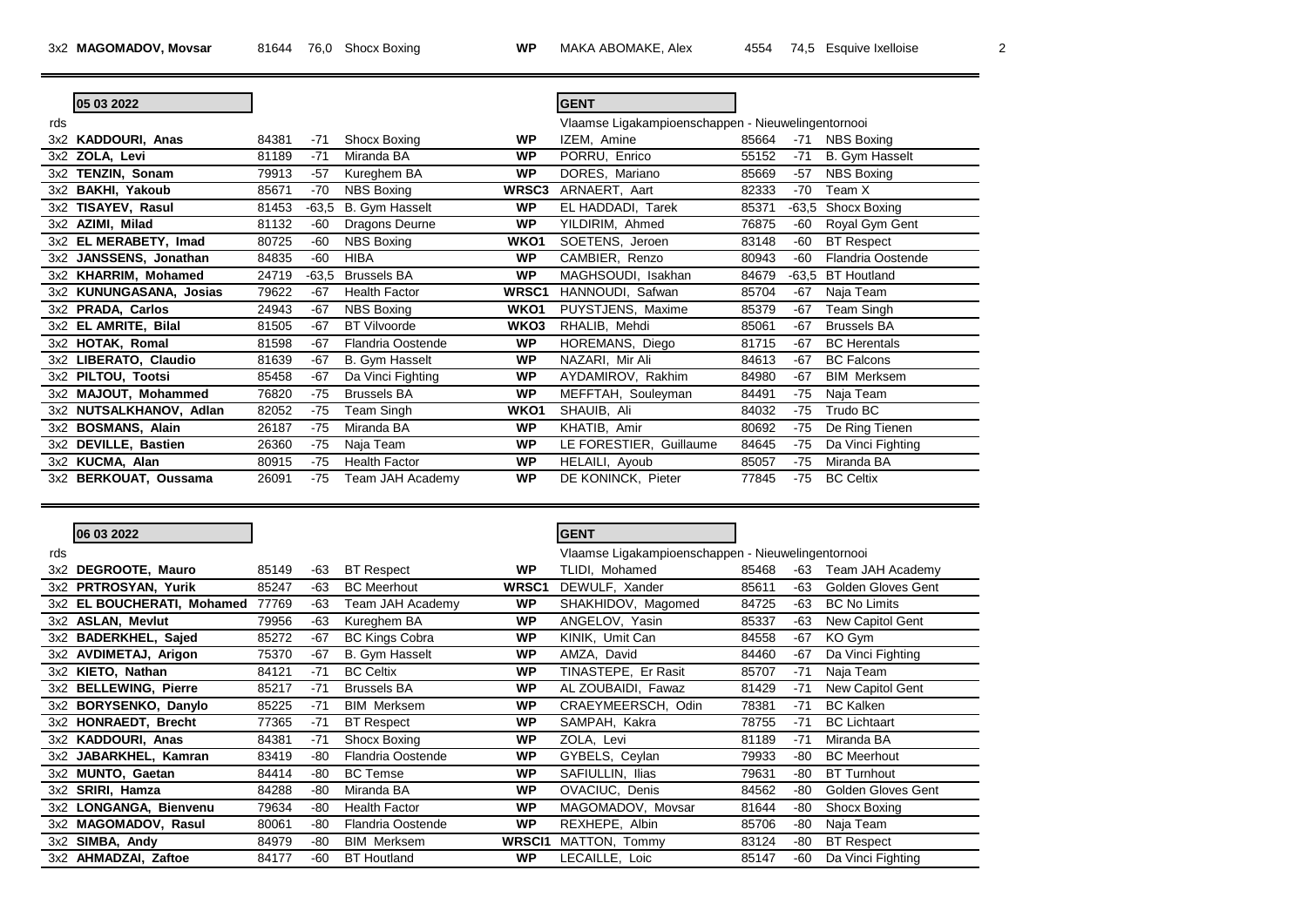| rds | Name | ID | kg | Club | Result | Name | ID | kg | Club |
|---|---|---|---|---|---|---|---|---|---|
| 3x2 | **MAGOMADOV, Movsar** | 81644 | 76,0 | Shocx Boxing | **WP** | MAKA ABOMAKE, Alex | 4554 | 74,5 | Esquive Ixelloise |

**05 03 2022** — **GENT**

Vlaamse Ligakampioenschappen - Nieuwelingentornooi

| rds | Name | ID | kg | Club | Result | Name | ID | kg | Club |
|---|---|---|---|---|---|---|---|---|---|
| 3x2 | **KADDOURI, Anas** | 84381 | -71 | Shocx Boxing | **WP** | IZEM, Amine | 85664 | -71 | NBS Boxing |
| 3x2 | **ZOLA, Levi** | 81189 | -71 | Miranda BA | **WP** | PORRU, Enrico | 55152 | -71 | B. Gym Hasselt |
| 3x2 | **TENZIN, Sonam** | 79913 | -57 | Kureghem BA | **WP** | DORES, Mariano | 85669 | -57 | NBS Boxing |
| 3x2 | **BAKHI, Yakoub** | 85671 | -70 | NBS Boxing | **WRSC3** | ARNAERT, Aart | 82333 | -70 | Team X |
| 3x2 | **TISAYEV, Rasul** | 81453 | -63,5 | B. Gym Hasselt | **WP** | EL HADDADI, Tarek | 85371 | -63,5 | Shocx Boxing |
| 3x2 | **AZIMI, Milad** | 81132 | -60 | Dragons Deurne | **WP** | YILDIRIM, Ahmed | 76875 | -60 | Royal Gym Gent |
| 3x2 | **EL MERABETY, Imad** | 80725 | -60 | NBS Boxing | **WKO1** | SOETENS, Jeroen | 83148 | -60 | BT Respect |
| 3x2 | **JANSSENS, Jonathan** | 84835 | -60 | HIBA | **WP** | CAMBIER, Renzo | 80943 | -60 | Flandria Oostende |
| 3x2 | **KHARRIM, Mohamed** | 24719 | -63,5 | Brussels BA | **WP** | MAGHSOUDI, Isakhan | 84679 | -63,5 | BT Houtland |
| 3x2 | **KUNUNGASANA, Josias** | 79622 | -67 | Health Factor | **WRSC1** | HANNOUDI, Safwan | 85704 | -67 | Naja Team |
| 3x2 | **PRADA, Carlos** | 24943 | -67 | NBS Boxing | **WKO1** | PUYSTJENS, Maxime | 85379 | -67 | Team Singh |
| 3x2 | **EL AMRITE, Bilal** | 81505 | -67 | BT Vilvoorde | **WKO3** | RHALIB, Mehdi | 85061 | -67 | Brussels BA |
| 3x2 | **HOTAK, Romal** | 81598 | -67 | Flandria Oostende | **WP** | HOREMANS, Diego | 81715 | -67 | BC Herentals |
| 3x2 | **LIBERATO, Claudio** | 81639 | -67 | B. Gym Hasselt | **WP** | NAZARI, Mir Ali | 84613 | -67 | BC Falcons |
| 3x2 | **PILTOU, Tootsi** | 85458 | -67 | Da Vinci Fighting | **WP** | AYDAMIROV, Rakhim | 84980 | -67 | BIM Merksem |
| 3x2 | **MAJOUT, Mohammed** | 76820 | -75 | Brussels BA | **WP** | MEFFTAH, Souleyman | 84491 | -75 | Naja Team |
| 3x2 | **NUTSALKHANOV, Adlan** | 82052 | -75 | Team Singh | **WKO1** | SHAUIB, Ali | 84032 | -75 | Trudo BC |
| 3x2 | **BOSMANS, Alain** | 26187 | -75 | Miranda BA | **WP** | KHATIB, Amir | 80692 | -75 | De Ring Tienen |
| 3x2 | **DEVILLE, Bastien** | 26360 | -75 | Naja Team | **WP** | LE FORESTIER, Guillaume | 84645 | -75 | Da Vinci Fighting |
| 3x2 | **KUCMA, Alan** | 80915 | -75 | Health Factor | **WP** | HELAILI, Ayoub | 85057 | -75 | Miranda BA |
| 3x2 | **BERKOUAT, Oussama** | 26091 | -75 | Team JAH Academy | **WP** | DE KONINCK, Pieter | 77845 | -75 | BC Celtix |

**06 03 2022** — **GENT**

Vlaamse Ligakampioenschappen - Nieuwelingentornooi

| rds | Name | ID | kg | Club | Result | Name | ID | kg | Club |
|---|---|---|---|---|---|---|---|---|---|
| 3x2 | **DEGROOTE, Mauro** | 85149 | -63 | BT Respect | **WP** | TLIDI, Mohamed | 85468 | -63 | Team JAH Academy |
| 3x2 | **PRTROSYAN, Yurik** | 85247 | -63 | BC Meerhout | **WRSC1** | DEWULF, Xander | 85611 | -63 | Golden Gloves Gent |
| 3x2 | **EL BOUCHERATI, Mohamed** | 77769 | -63 | Team JAH Academy | **WP** | SHAKHIDOV, Magomed | 84725 | -63 | BC No Limits |
| 3x2 | **ASLAN, Mevlut** | 79956 | -63 | Kureghem BA | **WP** | ANGELOV, Yasin | 85337 | -63 | New Capitol Gent |
| 3x2 | **BADERKHEL, Sajed** | 85272 | -67 | BC Kings Cobra | **WP** | KINIK, Umit Can | 84558 | -67 | KO Gym |
| 3x2 | **AVDIMETAJ, Arigon** | 75370 | -67 | B. Gym Hasselt | **WP** | AMZA, David | 84460 | -67 | Da Vinci Fighting |
| 3x2 | **KIETO, Nathan** | 84121 | -71 | BC Celtix | **WP** | TINASTEPE, Er Rasit | 85707 | -71 | Naja Team |
| 3x2 | **BELLEWING, Pierre** | 85217 | -71 | Brussels BA | **WP** | AL ZOUBAIDI, Fawaz | 81429 | -71 | New Capitol Gent |
| 3x2 | **BORYSENKO, Danylo** | 85225 | -71 | BIM Merksem | **WP** | CRAEYMEERSCH, Odin | 78381 | -71 | BC Kalken |
| 3x2 | **HONRAEDT, Brecht** | 77365 | -71 | BT Respect | **WP** | SAMPAH, Kakra | 78755 | -71 | BC Lichtaart |
| 3x2 | **KADDOURI, Anas** | 84381 | -71 | Shocx Boxing | **WP** | ZOLA, Levi | 81189 | -71 | Miranda BA |
| 3x2 | **JABARKHEL, Kamran** | 83419 | -80 | Flandria Oostende | **WP** | GYBELS, Ceylan | 79933 | -80 | BC Meerhout |
| 3x2 | **MUNTO, Gaetan** | 84414 | -80 | BC Temse | **WP** | SAFIULLIN, Ilias | 79631 | -80 | BT Turnhout |
| 3x2 | **SRIRI, Hamza** | 84288 | -80 | Miranda BA | **WP** | OVACIUC, Denis | 84562 | -80 | Golden Gloves Gent |
| 3x2 | **LONGANGA, Bienvenu** | 79634 | -80 | Health Factor | **WP** | MAGOMADOV, Movsar | 81644 | -80 | Shocx Boxing |
| 3x2 | **MAGOMADOV, Rasul** | 80061 | -80 | Flandria Oostende | **WP** | REXHEPE, Albin | 85706 | -80 | Naja Team |
| 3x2 | **SIMBA, Andy** | 84979 | -80 | BIM Merksem | **WRSCI1** | MATTON, Tommy | 83124 | -80 | BT Respect |
| 3x2 | **AHMADZAI, Zaftoe** | 84177 | -60 | BT Houtland | **WP** | LECAILLE, Loic | 85147 | -60 | Da Vinci Fighting |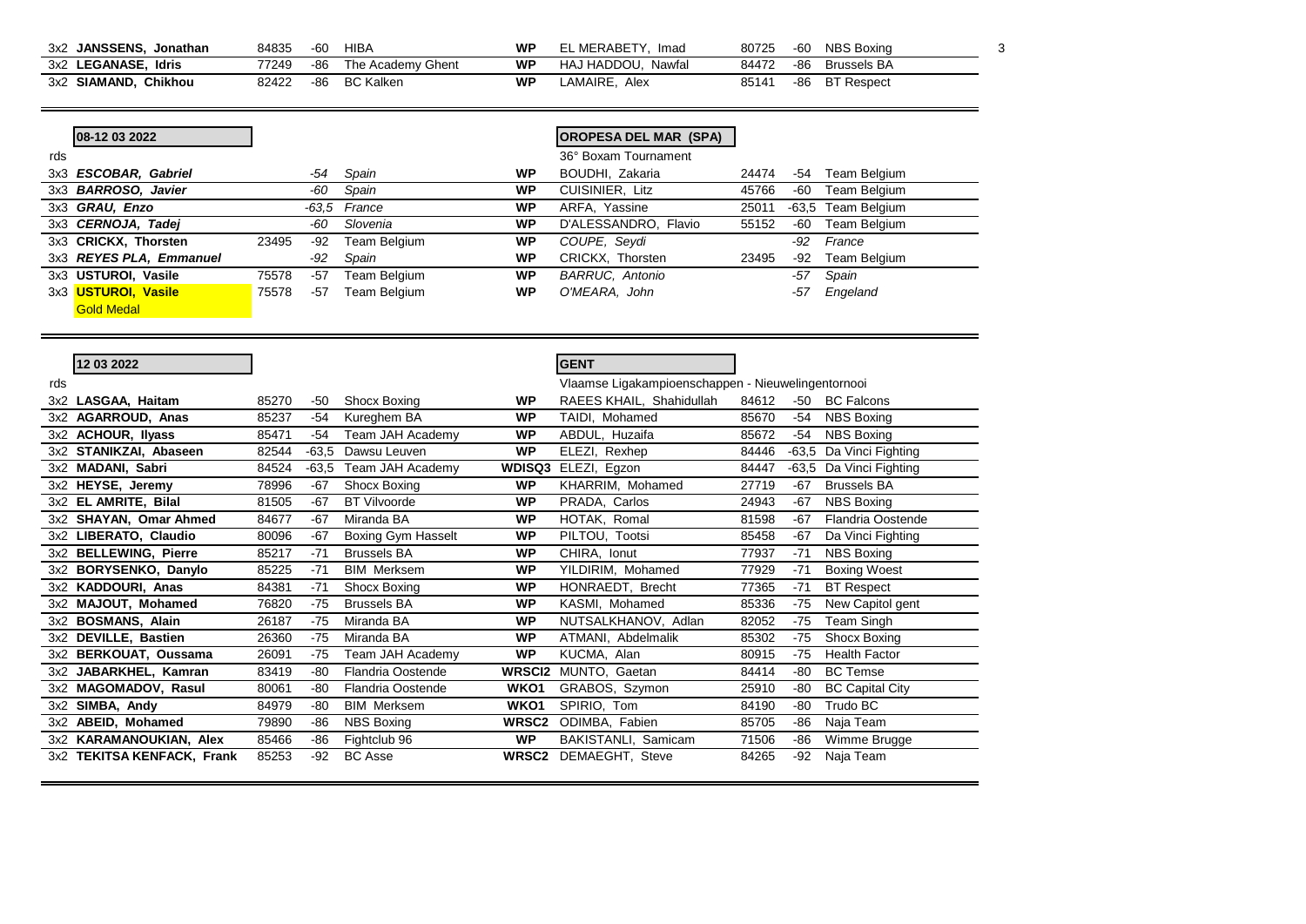| rds | Name | ID | Weight | Club | Result | Opponent | ID | Weight | Club |
|---|---|---|---|---|---|---|---|---|---|
| 3x2 | **JANSSENS, Jonathan** | 84835 | -60 | HIBA | **WP** | EL MERABETY, Imad | 80725 | -60 | NBS Boxing |
| 3x2 | **LEGANASE, Idris** | 77249 | -86 | The Academy Ghent | **WP** | HAJ HADDOU, Nawfal | 84472 | -86 | Brussels BA |
| 3x2 | **SIAMAND, Chikhou** | 82422 | -86 | BC Kalken | **WP** | LAMAIRE, Alex | 85141 | -86 | BT Respect |

**08-12 03 2022** — **OROPESA DEL MAR (SPA)**

36° Boxam Tournament

| rds | Name | ID | Weight | Club | Result | Opponent | ID | Weight | Club |
|---|---|---|---|---|---|---|---|---|---|
| 3x3 | ***ESCOBAR, Gabriel*** | | *-54* | *Spain* | **WP** | BOUDHI, Zakaria | 24474 | -54 | Team Belgium |
| 3x3 | ***BARROSO, Javier*** | | *-60* | *Spain* | **WP** | CUISINIER, Litz | 45766 | -60 | Team Belgium |
| 3x3 | ***GRAU, Enzo*** | | *-63,5* | *France* | **WP** | ARFA, Yassine | 25011 | -63,5 | Team Belgium |
| 3x3 | ***CERNOJA, Tadej*** | | *-60* | *Slovenia* | **WP** | D'ALESSANDRO, Flavio | 55152 | -60 | Team Belgium |
| 3x3 | **CRICKX, Thorsten** | 23495 | -92 | Team Belgium | **WP** | *COUPE, Seydi* | | *-92* | *France* |
| 3x3 | ***REYES PLA, Emmanuel*** | | *-92* | *Spain* | **WP** | CRICKX, Thorsten | 23495 | -92 | Team Belgium |
| 3x3 | **USTUROI, Vasile** | 75578 | -57 | Team Belgium | **WP** | *BARRUC, Antonio* | | *-57* | *Spain* |
| 3x3 | **USTUROI, Vasile** | 75578 | -57 | Team Belgium | **WP** | *O'MEARA, John* | | *-57* | *Engeland* |
| | Gold Medal | | | | | | | | |

**12 03 2022** — **GENT**

Vlaamse Ligakampioenschappen - Nieuwelingentornooi

| rds | Name | ID | Weight | Club | Result | Opponent | ID | Weight | Club |
|---|---|---|---|---|---|---|---|---|---|
| 3x2 | **LASGAA, Haitam** | 85270 | -50 | Shocx Boxing | **WP** | RAEES KHAIL, Shahidullah | 84612 | -50 | BC Falcons |
| 3x2 | **AGARROUD, Anas** | 85237 | -54 | Kureghem BA | **WP** | TAIDI, Mohamed | 85670 | -54 | NBS Boxing |
| 3x2 | **ACHOUR, Ilyass** | 85471 | -54 | Team JAH Academy | **WP** | ABDUL, Huzaifa | 85672 | -54 | NBS Boxing |
| 3x2 | **STANIKZAI, Abaseen** | 82544 | -63,5 | Dawsu Leuven | **WP** | ELEZI, Rexhep | 84446 | -63,5 | Da Vinci Fighting |
| 3x2 | **MADANI, Sabri** | 84524 | -63,5 | Team JAH Academy | **WDISQ3** | ELEZI, Egzon | 84447 | -63,5 | Da Vinci Fighting |
| 3x2 | **HEYSE, Jeremy** | 78996 | -67 | Shocx Boxing | **WP** | KHARRIM, Mohamed | 27719 | -67 | Brussels BA |
| 3x2 | **EL AMRITE, Bilal** | 81505 | -67 | BT Vilvoorde | **WP** | PRADA, Carlos | 24943 | -67 | NBS Boxing |
| 3x2 | **SHAYAN, Omar Ahmed** | 84677 | -67 | Miranda BA | **WP** | HOTAK, Romal | 81598 | -67 | Flandria Oostende |
| 3x2 | **LIBERATO, Claudio** | 80096 | -67 | Boxing Gym Hasselt | **WP** | PILTOU, Tootsi | 85458 | -67 | Da Vinci Fighting |
| 3x2 | **BELLEWING, Pierre** | 85217 | -71 | Brussels BA | **WP** | CHIRA, Ionut | 77937 | -71 | NBS Boxing |
| 3x2 | **BORYSENKO, Danylo** | 85225 | -71 | BIM Merksem | **WP** | YILDIRIM, Mohamed | 77929 | -71 | Boxing Woest |
| 3x2 | **KADDOURI, Anas** | 84381 | -71 | Shocx Boxing | **WP** | HONRAEDT, Brecht | 77365 | -71 | BT Respect |
| 3x2 | **MAJOUT, Mohamed** | 76820 | -75 | Brussels BA | **WP** | KASMI, Mohamed | 85336 | -75 | New Capitol gent |
| 3x2 | **BOSMANS, Alain** | 26187 | -75 | Miranda BA | **WP** | NUTSALKHANOV, Adlan | 82052 | -75 | Team Singh |
| 3x2 | **DEVILLE, Bastien** | 26360 | -75 | Miranda BA | **WP** | ATMANI, Abdelmalik | 85302 | -75 | Shocx Boxing |
| 3x2 | **BERKOUAT, Oussama** | 26091 | -75 | Team JAH Academy | **WP** | KUCMA, Alan | 80915 | -75 | Health Factor |
| 3x2 | **JABARKHEL, Kamran** | 83419 | -80 | Flandria Oostende | **WRSCI2** | MUNTO, Gaetan | 84414 | -80 | BC Temse |
| 3x2 | **MAGOMADOV, Rasul** | 80061 | -80 | Flandria Oostende | **WKO1** | GRABOS, Szymon | 25910 | -80 | BC Capital City |
| 3x2 | **SIMBA, Andy** | 84979 | -80 | BIM Merksem | **WKO1** | SPIRIO, Tom | 84190 | -80 | Trudo BC |
| 3x2 | **ABEID, Mohamed** | 79890 | -86 | NBS Boxing | **WRSC2** | ODIMBA, Fabien | 85705 | -86 | Naja Team |
| 3x2 | **KARAMANOUKIAN, Alex** | 85466 | -86 | Fightclub 96 | **WP** | BAKISTANLI, Samicam | 71506 | -86 | Wimme Brugge |
| 3x2 | **TEKITSA KENFACK, Frank** | 85253 | -92 | BC Asse | **WRSC2** | DEMAEGHT, Steve | 84265 | -92 | Naja Team |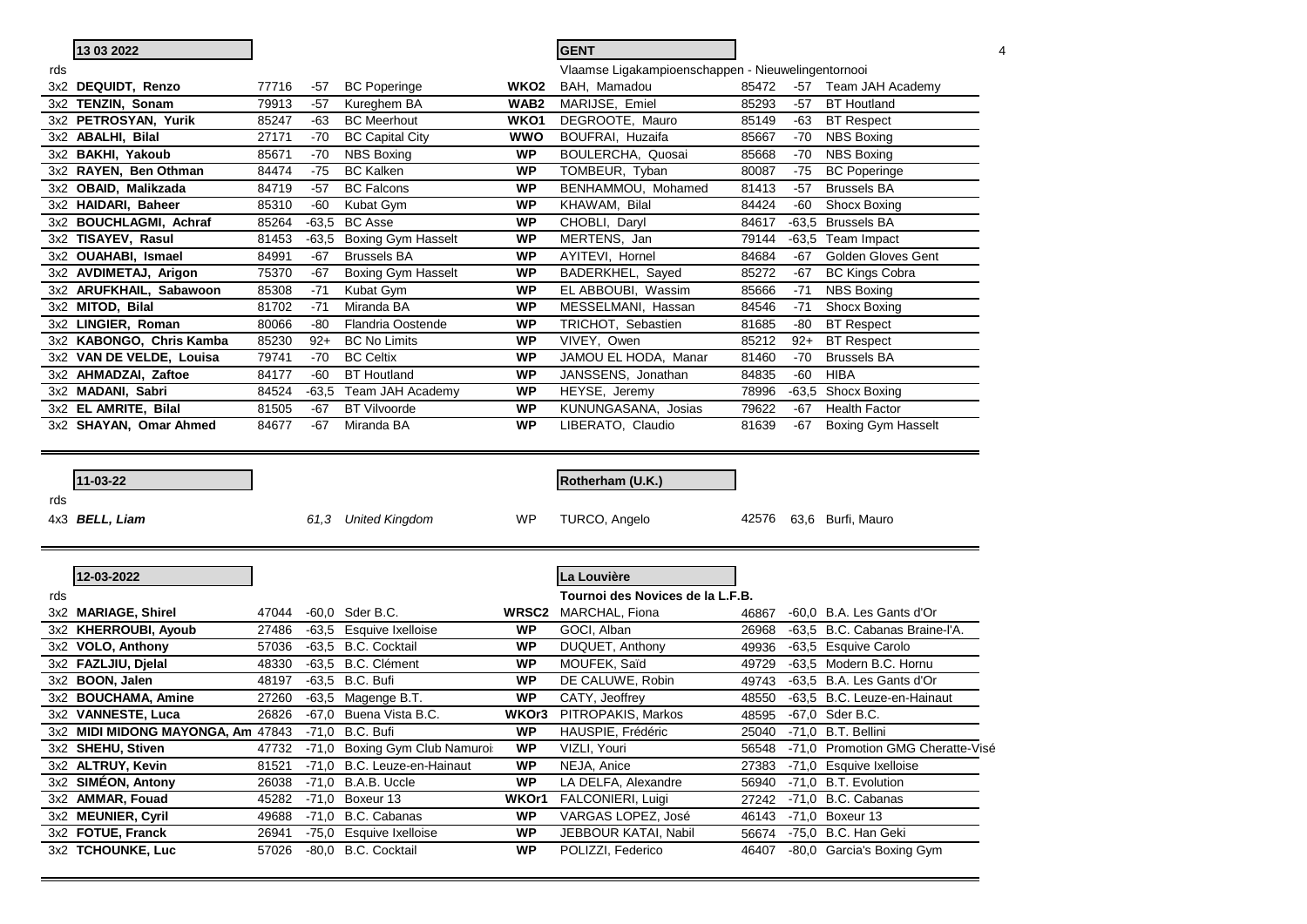## 13 03 2022 — GENT

Vlaamse Ligakampioenschappen - Nieuwelingentornooi

| rds | Name | No. | Wt | Club | Result | Opponent | No. | Wt | Club |
|---|---|---|---|---|---|---|---|---|---|
| 3x2 | **DEQUIDT, Renzo** | 77716 | -57 | BC Poperinge | **WKO2** | BAH, Mamadou | 85472 | -57 | Team JAH Academy |
| 3x2 | **TENZIN, Sonam** | 79913 | -57 | Kureghem BA | **WAB2** | MARIJSE, Emiel | 85293 | -57 | BT Houtland |
| 3x2 | **PETROSYAN, Yurik** | 85247 | -63 | BC Meerhout | **WKO1** | DEGROOTE, Mauro | 85149 | -63 | BT Respect |
| 3x2 | **ABALHI, Bilal** | 27171 | -70 | BC Capital City | **WWO** | BOUFRAI, Huzaifa | 85667 | -70 | NBS Boxing |
| 3x2 | **BAKHI, Yakoub** | 85671 | -70 | NBS Boxing | **WP** | BOULERCHA, Quosai | 85668 | -70 | NBS Boxing |
| 3x2 | **RAYEN, Ben Othman** | 84474 | -75 | BC Kalken | **WP** | TOMBEUR, Tyban | 80087 | -75 | BC Poperinge |
| 3x2 | **OBAID, Malikzada** | 84719 | -57 | BC Falcons | **WP** | BENHAMMOU, Mohamed | 81413 | -57 | Brussels BA |
| 3x2 | **HAIDARI, Baheer** | 85310 | -60 | Kubat Gym | **WP** | KHAWAM, Bilal | 84424 | -60 | Shocx Boxing |
| 3x2 | **BOUCHLAGMI, Achraf** | 85264 | -63,5 | BC Asse | **WP** | CHOBLI, Daryl | 84617 | -63,5 | Brussels BA |
| 3x2 | **TISAYEV, Rasul** | 81453 | -63,5 | Boxing Gym Hasselt | **WP** | MERTENS, Jan | 79144 | -63,5 | Team Impact |
| 3x2 | **OUAHABI, Ismael** | 84991 | -67 | Brussels BA | **WP** | AYITEVI, Hornel | 84684 | -67 | Golden Gloves Gent |
| 3x2 | **AVDIMETAJ, Arigon** | 75370 | -67 | Boxing Gym Hasselt | **WP** | BADERKHEL, Sayed | 85272 | -67 | BC Kings Cobra |
| 3x2 | **ARUFKHAIL, Sabawoon** | 85308 | -71 | Kubat Gym | **WP** | EL ABBOUBI, Wassim | 85666 | -71 | NBS Boxing |
| 3x2 | **MITOD, Bilal** | 81702 | -71 | Miranda BA | **WP** | MESSELMANI, Hassan | 84546 | -71 | Shocx Boxing |
| 3x2 | **LINGIER, Roman** | 80066 | -80 | Flandria Oostende | **WP** | TRICHOT, Sebastien | 81685 | -80 | BT Respect |
| 3x2 | **KABONGO, Chris Kamba** | 85230 | 92+ | BC No Limits | **WP** | VIVEY, Owen | 85212 | 92+ | BT Respect |
| 3x2 | **VAN DE VELDE, Louisa** | 79741 | -70 | BC Celtix | **WP** | JAMOU EL HODA, Manar | 81460 | -70 | Brussels BA |
| 3x2 | **AHMADZAI, Zaftoe** | 84177 | -60 | BT Houtland | **WP** | JANSSENS, Jonathan | 84835 | -60 | HIBA |
| 3x2 | **MADANI, Sabri** | 84524 | -63,5 | Team JAH Academy | **WP** | HEYSE, Jeremy | 78996 | -63,5 | Shocx Boxing |
| 3x2 | **EL AMRITE, Bilal** | 81505 | -67 | BT Vilvoorde | **WP** | KUNUNGASANA, Josias | 79622 | -67 | Health Factor |
| 3x2 | **SHAYAN, Omar Ahmed** | 84677 | -67 | Miranda BA | **WP** | LIBERATO, Claudio | 81639 | -67 | Boxing Gym Hasselt |

## 11-03-22 — Rotherham (U.K.)

| rds | Name | No. | Wt | Club | Result | Opponent | No. | Wt | Club |
|---|---|---|---|---|---|---|---|---|---|
| 4x3 | ***BELL, Liam*** | | *61,3* | *United Kingdom* | WP | TURCO, Angelo | 42576 | 63,6 | Burfi, Mauro |

## 12-03-2022 — La Louvière

**Tournoi des Novices de la L.F.B.**

| rds | Name | No. | Wt | Club | Result | Opponent | No. | Wt | Club |
|---|---|---|---|---|---|---|---|---|---|
| 3x2 | **MARIAGE, Shirel** | 47044 | -60,0 | Sder B.C. | **WRSC2** | MARCHAL, Fiona | 46867 | -60,0 | B.A. Les Gants d'Or |
| 3x2 | **KHERROUBI, Ayoub** | 27486 | -63,5 | Esquive Ixelloise | **WP** | GOCI, Alban | 26968 | -63,5 | B.C. Cabanas Braine-l'A. |
| 3x2 | **VOLO, Anthony** | 57036 | -63,5 | B.C. Cocktail | **WP** | DUQUET, Anthony | 49936 | -63,5 | Esquive Carolo |
| 3x2 | **FAZLJIU, Djelal** | 48330 | -63,5 | B.C. Clément | **WP** | MOUFEK, Saïd | 49729 | -63,5 | Modern B.C. Hornu |
| 3x2 | **BOON, Jalen** | 48197 | -63,5 | B.C. Bufi | **WP** | DE CALUWE, Robin | 49743 | -63,5 | B.A. Les Gants d'Or |
| 3x2 | **BOUCHAMA, Amine** | 27260 | -63,5 | Magenge B.T. | **WP** | CATY, Jeoffrey | 48550 | -63,5 | B.C. Leuze-en-Hainaut |
| 3x2 | **VANNESTE, Luca** | 26826 | -67,0 | Buena Vista B.C. | **WKOr3** | PITROPAKIS, Markos | 48595 | -67,0 | Sder B.C. |
| 3x2 | **MIDI MIDONG MAYONGA, Am** | 47843 | -71,0 | B.C. Bufi | **WP** | HAUSPIE, Frédéric | 25040 | -71,0 | B.T. Bellini |
| 3x2 | **SHEHU, Stiven** | 47732 | -71,0 | Boxing Gym Club Namuroi | **WP** | VIZLI, Youri | 56548 | -71,0 | Promotion GMG Cheratte-Visé |
| 3x2 | **ALTRUY, Kevin** | 81521 | -71,0 | B.C. Leuze-en-Hainaut | **WP** | NEJA, Anice | 27383 | -71,0 | Esquive Ixelloise |
| 3x2 | **SIMÉON, Antony** | 26038 | -71,0 | B.A.B. Uccle | **WP** | LA DELFA, Alexandre | 56940 | -71,0 | B.T. Evolution |
| 3x2 | **AMMAR, Fouad** | 45282 | -71,0 | Boxeur 13 | **WKOr1** | FALCONIERI, Luigi | 27242 | -71,0 | B.C. Cabanas |
| 3x2 | **MEUNIER, Cyril** | 49688 | -71,0 | B.C. Cabanas | **WP** | VARGAS LOPEZ, José | 46143 | -71,0 | Boxeur 13 |
| 3x2 | **FOTUE, Franck** | 26941 | -75,0 | Esquive Ixelloise | **WP** | JEBBOUR KATAI, Nabil | 56674 | -75,0 | B.C. Han Geki |
| 3x2 | **TCHOUNKE, Luc** | 57026 | -80,0 | B.C. Cocktail | **WP** | POLIZZI, Federico | 46407 | -80,0 | Garcia's Boxing Gym |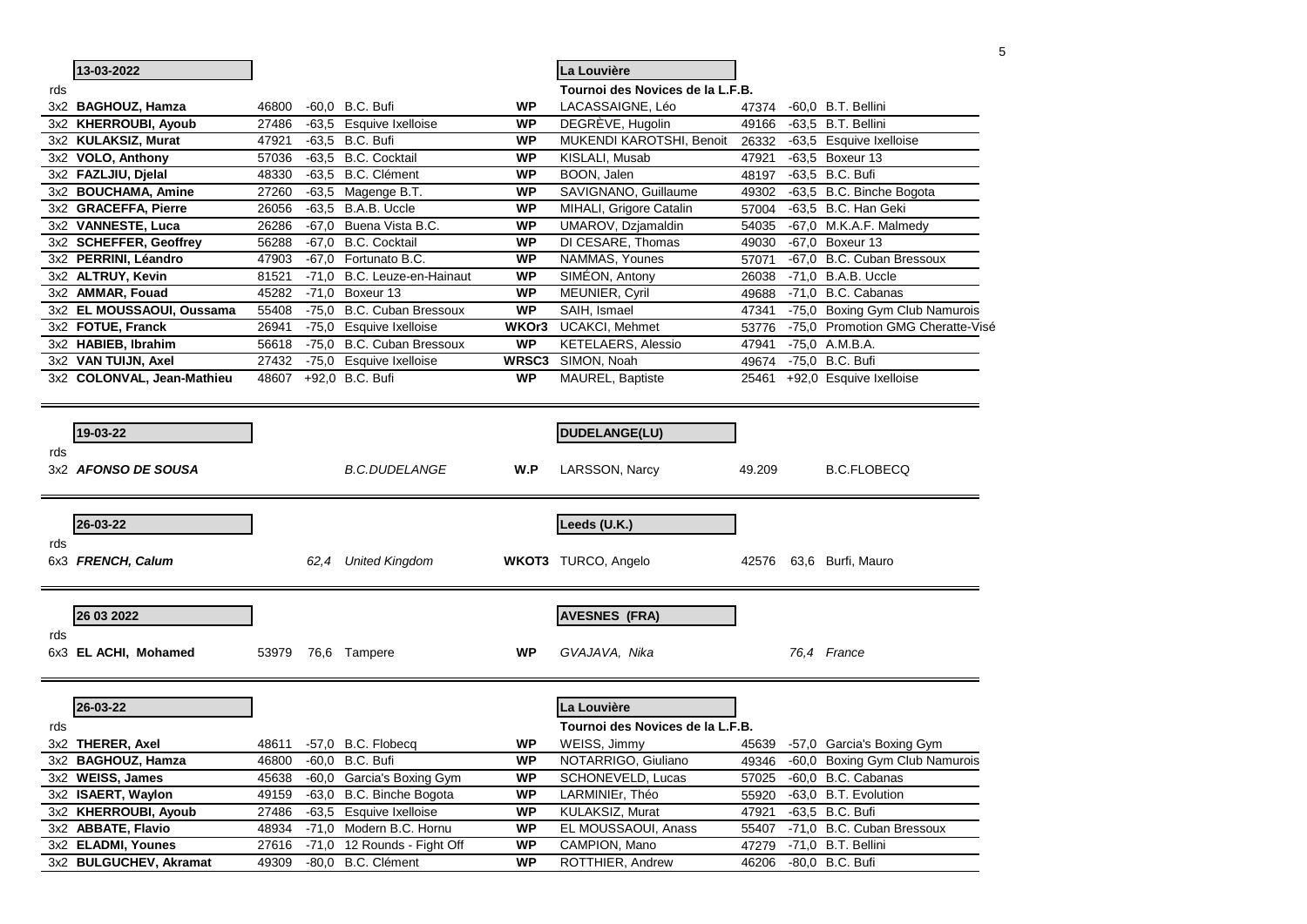| 13-03-2022 | | | | | La Louvière | | | |
|---|---|---|---|---|---|---|---|---|
| rds | | | | | **Tournoi des Novices de la L.F.B.** | | | |
| 3x2 | **BAGHOUZ, Hamza** | 46800 | -60,0 | B.C. Bufi | **WP** | LACASSAIGNE, Léo | 47374 | -60,0 B.T. Bellini |
| 3x2 | **KHERROUBI, Ayoub** | 27486 | -63,5 | Esquive Ixelloise | **WP** | DEGRÈVE, Hugolin | 49166 | -63,5 B.T. Bellini |
| 3x2 | **KULAKSIZ, Murat** | 47921 | -63,5 | B.C. Bufi | **WP** | MUKENDI KAROTSHI, Benoit | 26332 | -63,5 Esquive Ixelloise |
| 3x2 | **VOLO, Anthony** | 57036 | -63,5 | B.C. Cocktail | **WP** | KISLALI, Musab | 47921 | -63,5 Boxeur 13 |
| 3x2 | **FAZLJIU, Djelal** | 48330 | -63,5 | B.C. Clément | **WP** | BOON, Jalen | 48197 | -63,5 B.C. Bufi |
| 3x2 | **BOUCHAMA, Amine** | 27260 | -63,5 | Magenge B.T. | **WP** | SAVIGNANO, Guillaume | 49302 | -63,5 B.C. Binche Bogota |
| 3x2 | **GRACEFFA, Pierre** | 26056 | -63,5 | B.A.B. Uccle | **WP** | MIHALI, Grigore Catalin | 57004 | -63,5 B.C. Han Geki |
| 3x2 | **VANNESTE, Luca** | 26286 | -67,0 | Buena Vista B.C. | **WP** | UMAROV, Dzjamaldin | 54035 | -67,0 M.K.A.F. Malmedy |
| 3x2 | **SCHEFFER, Geoffrey** | 56288 | -67,0 | B.C. Cocktail | **WP** | DI CESARE, Thomas | 49030 | -67,0 Boxeur 13 |
| 3x2 | **PERRINI, Léandro** | 47903 | -67,0 | Fortunato B.C. | **WP** | NAMMAS, Younes | 57071 | -67,0 B.C. Cuban Bressoux |
| 3x2 | **ALTRUY, Kevin** | 81521 | -71,0 | B.C. Leuze-en-Hainaut | **WP** | SIMÉON, Antony | 26038 | -71,0 B.A.B. Uccle |
| 3x2 | **AMMAR, Fouad** | 45282 | -71,0 | Boxeur 13 | **WP** | MEUNIER, Cyril | 49688 | -71,0 B.C. Cabanas |
| 3x2 | **EL MOUSSAOUI, Oussama** | 55408 | -75,0 | B.C. Cuban Bressoux | **WP** | SAIH, Ismael | 47341 | -75,0 Boxing Gym Club Namurois |
| 3x2 | **FOTUE, Franck** | 26941 | -75,0 | Esquive Ixelloise | **WKOr3** | UCAKCI, Mehmet | 53776 | -75,0 Promotion GMG Cheratte-Visé |
| 3x2 | **HABIEB, Ibrahim** | 56618 | -75,0 | B.C. Cuban Bressoux | **WP** | KETELAERS, Alessio | 47941 | -75,0 A.M.B.A. |
| 3x2 | **VAN TUIJN, Axel** | 27432 | -75,0 | Esquive Ixelloise | **WRSC3** | SIMON, Noah | 49674 | -75,0 B.C. Bufi |
| 3x2 | **COLONVAL, Jean-Mathieu** | 48607 | +92,0 | B.C. Bufi | **WP** | MAUREL, Baptiste | 25461 | +92,0 Esquive Ixelloise |

| 19-03-22 | | | | | DUDELANGE(LU) | | | |
|---|---|---|---|---|---|---|---|---|
| rds | | | | | | | | |
| 3x2 | ***AFONSO DE SOUSA*** | | | *B.C.DUDELANGE* | **W.P** | LARSSON, Narcy | 49.209 | B.C.FLOBECQ |

| 26-03-22 | | | | | Leeds (U.K.) | | | |
|---|---|---|---|---|---|---|---|---|
| rds | | | | | | | | |
| 6x3 | ***FRENCH, Calum*** | | *62,4* | *United Kingdom* | **WKOT3** | TURCO, Angelo | 42576 | 63,6 Burfi, Mauro |

| 26 03 2022 | | | | | AVESNES (FRA) | | | |
|---|---|---|---|---|---|---|---|---|
| rds | | | | | | | | |
| 6x3 | **EL ACHI, Mohamed** | 53979 | 76,6 | Tampere | **WP** | *GVAJAVA, Nika* | | *76,4 France* |

| 26-03-22 | | | | | La Louvière | | | |
|---|---|---|---|---|---|---|---|---|
| rds | | | | | **Tournoi des Novices de la L.F.B.** | | | |
| 3x2 | **THERER, Axel** | 48611 | -57,0 | B.C. Flobecq | **WP** | WEISS, Jimmy | 45639 | -57,0 Garcia's Boxing Gym |
| 3x2 | **BAGHOUZ, Hamza** | 46800 | -60,0 | B.C. Bufi | **WP** | NOTARRIGO, Giuliano | 49346 | -60,0 Boxing Gym Club Namurois |
| 3x2 | **WEISS, James** | 45638 | -60,0 | Garcia's Boxing Gym | **WP** | SCHONEVELD, Lucas | 57025 | -60,0 B.C. Cabanas |
| 3x2 | **ISAERT, Waylon** | 49159 | -63,0 | B.C. Binche Bogota | **WP** | LARMINIEr, Théo | 55920 | -63,0 B.T. Evolution |
| 3x2 | **KHERROUBI, Ayoub** | 27486 | -63,5 | Esquive Ixelloise | **WP** | KULAKSIZ, Murat | 47921 | -63,5 B.C. Bufi |
| 3x2 | **ABBATE, Flavio** | 48934 | -71,0 | Modern B.C. Hornu | **WP** | EL MOUSSAOUI, Anass | 55407 | -71,0 B.C. Cuban Bressoux |
| 3x2 | **ELADMI, Younes** | 27616 | -71,0 | 12 Rounds - Fight Off | **WP** | CAMPION, Mano | 47279 | -71,0 B.T. Bellini |
| 3x2 | **BULGUCHEV, Akramat** | 49309 | -80,0 | B.C. Clément | **WP** | ROTTHIER, Andrew | 46206 | -80,0 B.C. Bufi |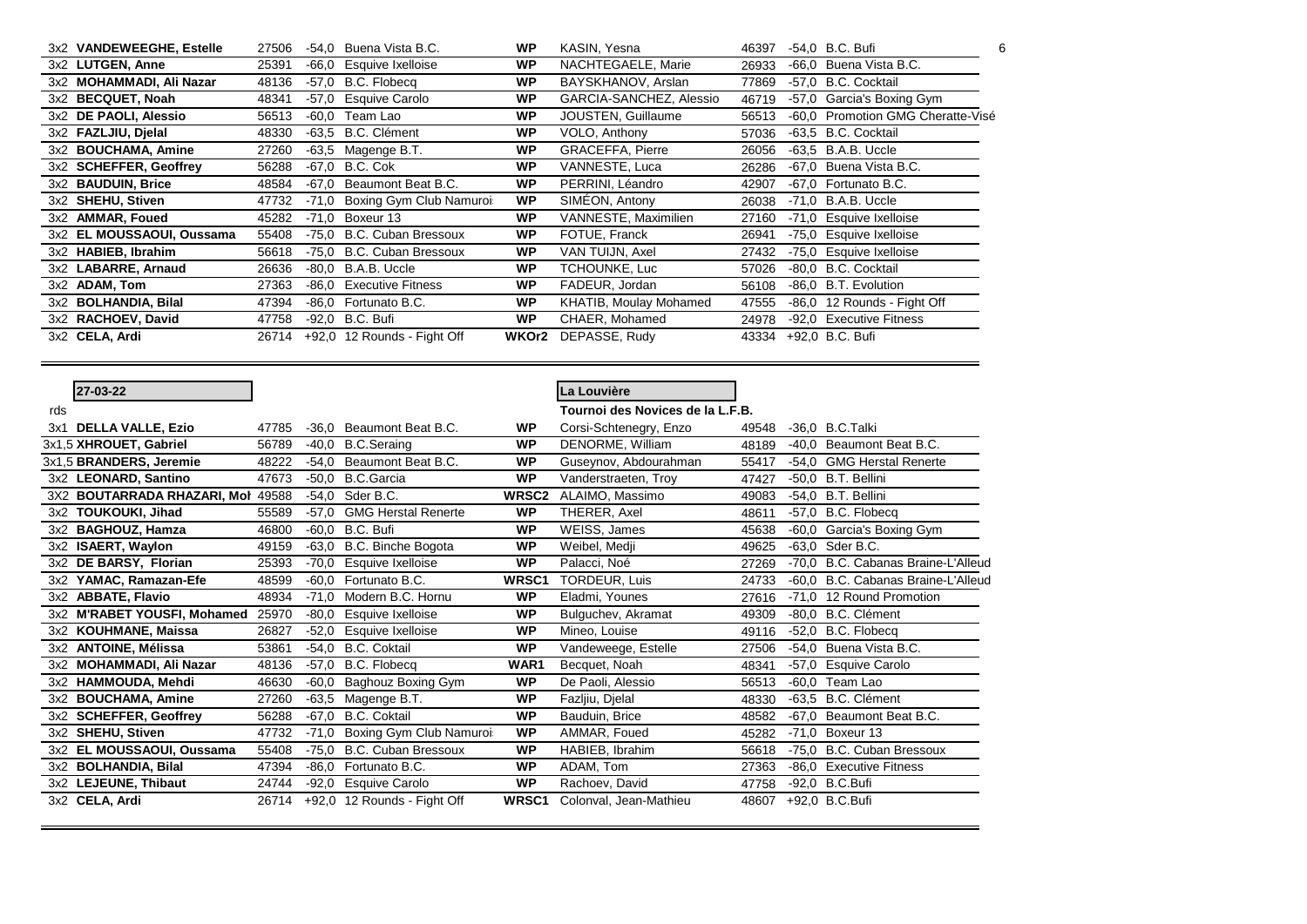| | | | | | | | | |
|---|---|---|---|---|---|---|---|---|
| 3x2 | **VANDEWEEGHE, Estelle** | 27506 | -54,0 | Buena Vista B.C. | **WP** | KASIN, Yesna | 46397 | -54,0 B.C. Bufi |
| 3x2 | **LUTGEN, Anne** | 25391 | -66,0 | Esquive Ixelloise | **WP** | NACHTEGAELE, Marie | 26933 | -66,0 Buena Vista B.C. |
| 3x2 | **MOHAMMADI, Ali Nazar** | 48136 | -57,0 | B.C. Flobecq | **WP** | BAYSKHANOV, Arslan | 77869 | -57,0 B.C. Cocktail |
| 3x2 | **BECQUET, Noah** | 48341 | -57,0 | Esquive Carolo | **WP** | GARCIA-SANCHEZ, Alessio | 46719 | -57,0 Garcia's Boxing Gym |
| 3x2 | **DE PAOLI, Alessio** | 56513 | -60,0 | Team Lao | **WP** | JOUSTEN, Guillaume | 56513 | -60,0 Promotion GMG Cheratte-Visé |
| 3x2 | **FAZLJIU, Djelal** | 48330 | -63,5 | B.C. Clément | **WP** | VOLO, Anthony | 57036 | -63,5 B.C. Cocktail |
| 3x2 | **BOUCHAMA, Amine** | 27260 | -63,5 | Magenge B.T. | **WP** | GRACEFFA, Pierre | 26056 | -63,5 B.A.B. Uccle |
| 3x2 | **SCHEFFER, Geoffrey** | 56288 | -67,0 | B.C. Cok | **WP** | VANNESTE, Luca | 26286 | -67,0 Buena Vista B.C. |
| 3x2 | **BAUDUIN, Brice** | 48584 | -67,0 | Beaumont Beat B.C. | **WP** | PERRINI, Léandro | 42907 | -67,0 Fortunato B.C. |
| 3x2 | **SHEHU, Stiven** | 47732 | -71,0 | Boxing Gym Club Namurois | **WP** | SIMÉON, Antony | 26038 | -71,0 B.A.B. Uccle |
| 3x2 | **AMMAR, Foued** | 45282 | -71,0 | Boxeur 13 | **WP** | VANNESTE, Maximilien | 27160 | -71,0 Esquive Ixelloise |
| 3x2 | **EL MOUSSAOUI, Oussama** | 55408 | -75,0 | B.C. Cuban Bressoux | **WP** | FOTUE, Franck | 26941 | -75,0 Esquive Ixelloise |
| 3x2 | **HABIEB, Ibrahim** | 56618 | -75,0 | B.C. Cuban Bressoux | **WP** | VAN TUIJN, Axel | 27432 | -75,0 Esquive Ixelloise |
| 3x2 | **LABARRE, Arnaud** | 26636 | -80,0 | B.A.B. Uccle | **WP** | TCHOUNKE, Luc | 57026 | -80,0 B.C. Cocktail |
| 3x2 | **ADAM, Tom** | 27363 | -86,0 | Executive Fitness | **WP** | FADEUR, Jordan | 56108 | -86,0 B.T. Evolution |
| 3x2 | **BOLHANDIA, Bilal** | 47394 | -86,0 | Fortunato B.C. | **WP** | KHATIB, Moulay Mohamed | 47555 | -86,0 12 Rounds - Fight Off |
| 3x2 | **RACHOEV, David** | 47758 | -92,0 | B.C. Bufi | **WP** | CHAER, Mohamed | 24978 | -92,0 Executive Fitness |
| 3x2 | **CELA, Ardi** | 26714 | +92,0 | 12 Rounds - Fight Off | **WKOr2** | DEPASSE, Rudy | 43334 | +92,0 B.C. Bufi |

**27-03-22** — **La Louvière**

**Tournoi des Novices de la L.F.B.**

| rds | | | | | | | | |
|---|---|---|---|---|---|---|---|---|
| 3x1 | **DELLA VALLE, Ezio** | 47785 | -36,0 | Beaumont Beat B.C. | **WP** | Corsi-Schtenegry, Enzo | 49548 | -36,0 B.C.Talki |
| 3x1,5 | **XHROUET, Gabriel** | 56789 | -40,0 | B.C.Seraing | **WP** | DENORME, William | 48189 | -40,0 Beaumont Beat B.C. |
| 3x1,5 | **BRANDERS, Jeremie** | 48222 | -54,0 | Beaumont Beat B.C. | **WP** | Guseynov, Abdourahman | 55417 | -54,0 GMG Herstal Renerte |
| 3x2 | **LEONARD, Santino** | 47673 | -50,0 | B.C.Garcia | **WP** | Vanderstraeten, Troy | 47427 | -50,0 B.T. Bellini |
| 3X2 | **BOUTARRADA RHAZARI, Moh** | 49588 | -54,0 | Sder B.C. | **WRSC2** | ALAIMO, Massimo | 49083 | -54,0 B.T. Bellini |
| 3x2 | **TOUKOUKI, Jihad** | 55589 | -57,0 | GMG Herstal Renerte | **WP** | THERER, Axel | 48611 | -57,0 B.C. Flobecq |
| 3x2 | **BAGHOUZ, Hamza** | 46800 | -60,0 | B.C. Bufi | **WP** | WEISS, James | 45638 | -60,0 Garcia's Boxing Gym |
| 3x2 | **ISAERT, Waylon** | 49159 | -63,0 | B.C. Binche Bogota | **WP** | Weibel, Medji | 49625 | -63,0 Sder B.C. |
| 3x2 | **DE BARSY, Florian** | 25393 | -70,0 | Esquive Ixelloise | **WP** | Palacci, Noé | 27269 | -70,0 B.C. Cabanas Braine-L'Alleud |
| 3x2 | **YAMAC, Ramazan-Efe** | 48599 | -60,0 | Fortunato B.C. | **WRSC1** | TORDEUR, Luis | 24733 | -60,0 B.C. Cabanas Braine-L'Alleud |
| 3x2 | **ABBATE, Flavio** | 48934 | -71,0 | Modern B.C. Hornu | **WP** | Eladmi, Younes | 27616 | -71,0 12 Round Promotion |
| 3x2 | **M'RABET YOUSFI, Mohamed** | 25970 | -80,0 | Esquive Ixelloise | **WP** | Bulguchev, Akramat | 49309 | -80,0 B.C. Clément |
| 3x2 | **KOUHMANE, Maissa** | 26827 | -52,0 | Esquive Ixelloise | **WP** | Mineo, Louise | 49116 | -52,0 B.C. Flobecq |
| 3x2 | **ANTOINE, Mélissa** | 53861 | -54,0 | B.C. Coktail | **WP** | Vandeweege, Estelle | 27506 | -54,0 Buena Vista B.C. |
| 3x2 | **MOHAMMADI, Ali Nazar** | 48136 | -57,0 | B.C. Flobecq | **WAR1** | Becquet, Noah | 48341 | -57,0 Esquive Carolo |
| 3x2 | **HAMMOUDA, Mehdi** | 46630 | -60,0 | Baghouz Boxing Gym | **WP** | De Paoli, Alessio | 56513 | -60,0 Team Lao |
| 3x2 | **BOUCHAMA, Amine** | 27260 | -63,5 | Magenge B.T. | **WP** | Fazljiu, Djelal | 48330 | -63,5 B.C. Clément |
| 3x2 | **SCHEFFER, Geoffrey** | 56288 | -67,0 | B.C. Coktail | **WP** | Bauduin, Brice | 48582 | -67,0 Beaumont Beat B.C. |
| 3x2 | **SHEHU, Stiven** | 47732 | -71,0 | Boxing Gym Club Namurois | **WP** | AMMAR, Foued | 45282 | -71,0 Boxeur 13 |
| 3x2 | **EL MOUSSAOUI, Oussama** | 55408 | -75,0 | B.C. Cuban Bressoux | **WP** | HABIEB, Ibrahim | 56618 | -75,0 B.C. Cuban Bressoux |
| 3x2 | **BOLHANDIA, Bilal** | 47394 | -86,0 | Fortunato B.C. | **WP** | ADAM, Tom | 27363 | -86,0 Executive Fitness |
| 3x2 | **LEJEUNE, Thibaut** | 24744 | -92,0 | Esquive Carolo | **WP** | Rachoev, David | 47758 | -92,0 B.C.Bufi |
| 3x2 | **CELA, Ardi** | 26714 | +92,0 | 12 Rounds - Fight Off | **WRSC1** | Colonval, Jean-Mathieu | 48607 | +92,0 B.C.Bufi |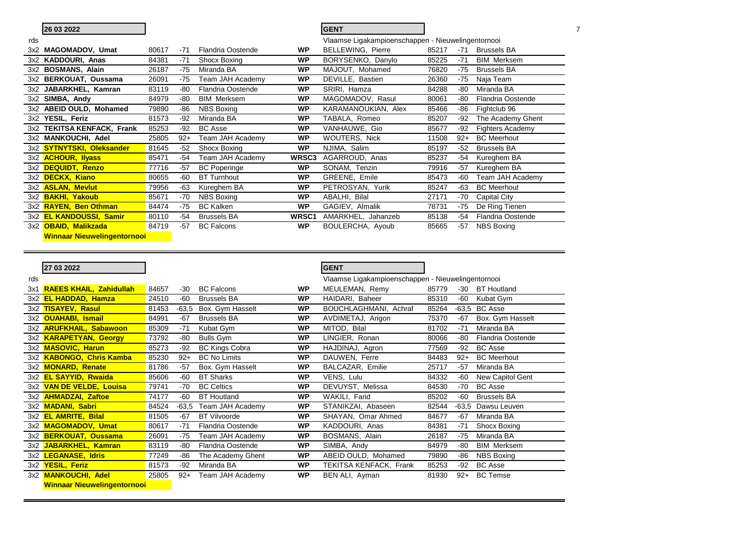## 26 03 2022 — GENT

Vlaamse Ligakampioenschappen - Nieuwelingentornooi

| rds | | | | | | | | | | |
|---|---|---|---|---|---|---|---|---|---|---|
| 3x2 | **MAGOMADOV, Umat** | 80617 | -71 | Flandria Oostende | **WP** | BELLEWING, Pierre | 85217 | -71 | Brussels BA |
| 3x2 | **KADDOURI, Anas** | 84381 | -71 | Shocx Boxing | **WP** | BORYSENKO, Danylo | 85225 | -71 | BIM Merksem |
| 3x2 | **BOSMANS, Alain** | 26187 | -75 | Miranda BA | **WP** | MAJOUT, Mohamed | 76820 | -75 | Brussels BA |
| 3x2 | **BERKOUAT, Oussama** | 26091 | -75 | Team JAH Academy | **WP** | DEVILLE, Bastien | 26360 | -75 | Naja Team |
| 3x2 | **JABARKHEL, Kamran** | 83119 | -80 | Flandria Oostende | **WP** | SRIRI, Hamza | 84288 | -80 | Miranda BA |
| 3x2 | **SIMBA, Andy** | 84979 | -80 | BIM Merksem | **WP** | MAGOMADOV, Rasul | 80061 | -80 | Flandria Oostende |
| 3x2 | **ABEID OULD, Mohamed** | 79890 | -86 | NBS Boxing | **WP** | KARAMANOUKIAN, Alex | 85466 | -86 | Fightclub 96 |
| 3x2 | **YESIL, Feriz** | 81573 | -92 | Miranda BA | **WP** | TABALA, Romeo | 85207 | -92 | The Academy Ghent |
| 3x2 | **TEKITSA KENFACK, Frank** | 85253 | -92 | BC Asse | **WP** | VANHAUWE, Gio | 85677 | -92 | Fighters Academy |
| 3x2 | **MANKOUCHI, Adel** | 25805 | 92+ | Team JAH Academy | **WP** | WOUTERS, Nick | 11508 | 92+ | BC Meerhout |
| 3x2 | **SYTNYTSKI, Oleksander** | 81645 | -52 | Shocx Boxing | **WP** | NJIMA, Salim | 85197 | -52 | Brussels BA |
| 3x2 | **ACHOUR, Ilyass** | 85471 | -54 | Team JAH Academy | **WRSC3** | AGARROUD, Anas | 85237 | -54 | Kureghem BA |
| 3x2 | **DEQUIDT, Renzo** | 77716 | -57 | BC Poperinge | **WP** | SONAM, Tenzin | 79916 | -57 | Kureghem BA |
| 3x2 | **DECKX, Kiano** | 80655 | -60 | BT Turnhout | **WP** | GREENE, Emile | 85473 | -60 | Team JAH Academy |
| 3x2 | **ASLAN, Mevlut** | 79956 | -63 | Kureghem BA | **WP** | PETROSYAN, Yurik | 85247 | -63 | BC Meerhout |
| 3x2 | **BAKHI, Yakoub** | 85671 | -70 | NBS Boxing | **WP** | ABALHI, Bilal | 27171 | -70 | Capital City |
| 3x2 | **RAYEN, Ben Othman** | 84474 | -75 | BC Kalken | **WP** | GAGIEV, Almalik | 78731 | -75 | De Ring Tienen |
| 3x2 | **EL KANDOUSSI, Samir** | 80110 | -54 | Brussels BA | **WRSC1** | AMARKHEL, Jahanzeb | 85138 | -54 | Flandria Oostende |
| 3x2 | **OBAID, Malikzada** | 84719 | -57 | BC Falcons | **WP** | BOULERCHA, Ayoub | 85665 | -57 | NBS Boxing |

**Winnaar Nieuwelingentornooi**

## 27 03 2022 — GENT

Vlaamse Ligakampioenschappen - Nieuwelingentornooi

| rds | | | | | | | | | | |
|---|---|---|---|---|---|---|---|---|---|---|
| 3x1 | **RAEES KHAIL, Zahidullah** | 84657 | -30 | BC Falcons | **WP** | MEULEMAN, Remy | 85779 | -30 | BT Houtland |
| 3x2 | **EL HADDAD, Hamza** | 24510 | -60 | Brussels BA | **WP** | HAIDARI, Baheer | 85310 | -60 | Kubat Gym |
| 3x2 | **TISAYEV, Rasul** | 81453 | -63,5 | Box. Gym Hasselt | **WP** | BOUCHLAGHMANI, Achraf | 85264 | -63,5 | BC Asse |
| 3x2 | **OUAHABI, Ismail** | 84991 | -67 | Brussels BA | **WP** | AVDIMETAJ, Arigon | 75370 | -67 | Box. Gym Hasselt |
| 3x2 | **ARUFKHAIL, Sabawoon** | 85309 | -71 | Kubat Gym | **WP** | MITOD, Bilal | 81702 | -71 | Miranda BA |
| 3x2 | **KARAPETYAN, Georgy** | 73792 | -80 | Bulls Gym | **WP** | LINGIER, Ronan | 80066 | -80 | Flandria Oostende |
| 3x2 | **MASOVIC, Harun** | 85273 | -92 | BC Kings Cobra | **WP** | HAJDINAJ, Agron | 77569 | -92 | BC Asse |
| 3x2 | **KABONGO, Chris Kamba** | 85230 | 92+ | BC No Limits | **WP** | DAUWEN, Ferre | 84483 | 92+ | BC Meerhout |
| 3x2 | **MONARD, Renate** | 81786 | -57 | Box. Gym Hasselt | **WP** | BALCAZAR, Emilie | 25717 | -57 | Miranda BA |
| 3x2 | **EL SAYYID, Rwaida** | 85606 | -60 | BT Sharks | **WP** | VENS, Lulu | 84332 | -60 | New Capitol Gent |
| 3x2 | **VAN DE VELDE, Louisa** | 79741 | -70 | BC Celtics | **WP** | DEVUYST, Melissa | 84530 | -70 | BC Asse |
| 3x2 | **AHMADZAI, Zaftoe** | 74177 | -60 | BT Houtland | **WP** | WAKILI, Farid | 85202 | -60 | Brussels BA |
| 3x2 | **MADANI, Sabri** | 84524 | -63,5 | Team JAH Academy | **WP** | STANIKZAI, Abaseen | 82544 | -63,5 | Dawsu Leuven |
| 3x2 | **EL AMRITE, Bilal** | 81505 | -67 | BT Vilvoorde | **WP** | SHAYAN, Omar Ahmed | 84677 | -67 | Miranda BA |
| 3x2 | **MAGOMADOV, Umat** | 80617 | -71 | Flandria Oostende | **WP** | KADDOURI, Anas | 84381 | -71 | Shocx Boxing |
| 3x2 | **BERKOUAT, Oussama** | 26091 | -75 | Team JAH Academy | **WP** | BOSMANS, Alain | 26187 | -75 | Miranda BA |
| 3x2 | **JABARKHEL, Kamran** | 83119 | -80 | Flandria Oostende | **WP** | SIMBA, Andy | 84979 | -80 | BIM Merksem |
| 3x2 | **LEGANASE, Idris** | 77249 | -86 | The Academy Ghent | **WP** | ABEID OULD, Mohamed | 79890 | -86 | NBS Boxing |
| 3x2 | **YESIL, Feriz** | 81573 | -92 | Miranda BA | **WP** | TEKITSA KENFACK, Frank | 85253 | -92 | BC Asse |
| 3x2 | **MANKOUCHI, Adel** | 25805 | 92+ | Team JAH Academy | **WP** | BEN ALI, Ayman | 81930 | 92+ | BC Temse |

**Winnaar Nieuwelingentornooi**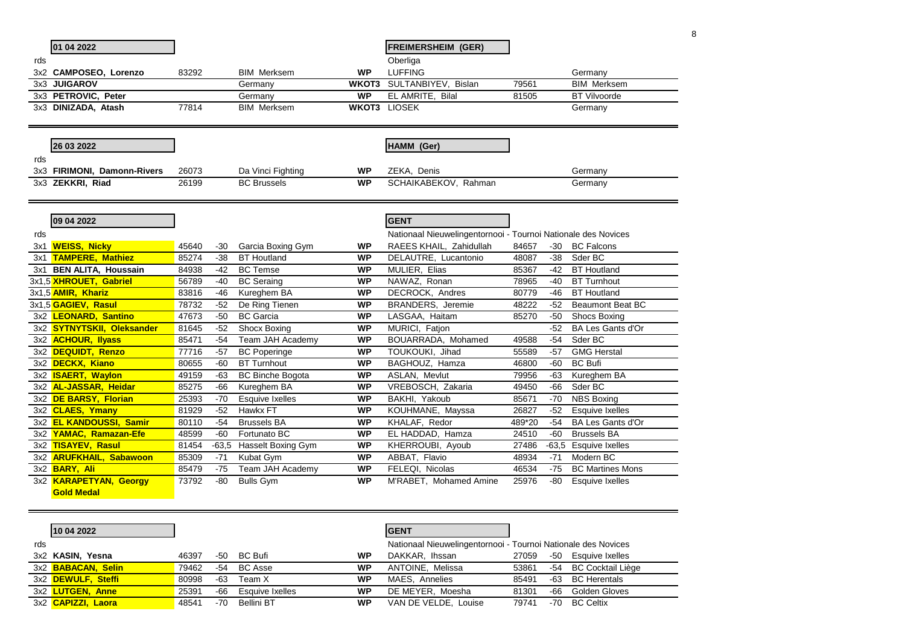| 01 04 2022 | | | | | FREIMERSHEIM (GER) | | | |
|---|---|---|---|---|---|---|---|---|
| rds | | | | | Oberliga | | | |
| 3x2 | CAMPOSEO, Lorenzo | 83292 | BIM Merksem | WP | LUFFING | | | Germany |
| 3x3 | JUIGAROV | | Germany | WKOT3 | SULTANBIYEV, Bislan | 79561 | | BIM Merksem |
| 3x3 | PETROVIC, Peter | | Germany | WP | EL AMRITE, Bilal | 81505 | | BT Vilvoorde |
| 3x3 | DINIZADA, Atash | 77814 | BIM Merksem | WKOT3 | LIOSEK | | | Germany |

| 26 03 2022 | | | | | HAMM (Ger) | | |
|---|---|---|---|---|---|---|---|
| rds | | | | | | | |
| 3x3 | FIRIMONI, Damonn-Rivers | 26073 | Da Vinci Fighting | WP | ZEKA, Denis | | Germany |
| 3x3 | ZEKKRI, Riad | 26199 | BC Brussels | WP | SCHAIKABEKOV, Rahman | | Germany |

| 09 04 2022 | | | | | | GENT | | | |
|---|---|---|---|---|---|---|---|---|---|
| rds | | | | | | Nationaal Nieuwelingentornooi - Tournoi Nationale des Novices | | | |
| 3x1 | WEISS, Nicky | 45640 | -30 | Garcia Boxing Gym | WP | RAEES KHAIL, Zahidullah | 84657 | -30 | BC Falcons |
| 3x1 | TAMPERE, Mathiez | 85274 | -38 | BT Houtland | WP | DELAUTRE, Lucantonio | 48087 | -38 | Sder BC |
| 3x1 | BEN ALITA, Houssain | 84938 | -42 | BC Temse | WP | MULIER, Elias | 85367 | -42 | BT Houtland |
| 3x1,5 | XHROUET, Gabriel | 56789 | -40 | BC Seraing | WP | NAWAZ, Ronan | 78965 | -40 | BT Turnhout |
| 3x1,5 | AMIR, Khariz | 83816 | -46 | Kureghem BA | WP | DECROCK, Andres | 80779 | -46 | BT Houtland |
| 3x1,5 | GAGIEV, Rasul | 78732 | -52 | De Ring Tienen | WP | BRANDERS, Jeremie | 48222 | -52 | Beaumont Beat BC |
| 3x2 | LEONARD, Santino | 47673 | -50 | BC Garcia | WP | LASGAA, Haitam | 85270 | -50 | Shocs Boxing |
| 3x2 | SYTNYTSKII, Oleksander | 81645 | -52 | Shocx Boxing | WP | MURICI, Fatjon | | -52 | BA Les Gants d'Or |
| 3x2 | ACHOUR, Ilyass | 85471 | -54 | Team JAH Academy | WP | BOUARRADA, Mohamed | 49588 | -54 | Sder BC |
| 3x2 | DEQUIDT, Renzo | 77716 | -57 | BC Poperinge | WP | TOUKOUKI, Jihad | 55589 | -57 | GMG Herstal |
| 3x2 | DECKX, Kiano | 80655 | -60 | BT Turnhout | WP | BAGHOUZ, Hamza | 46800 | -60 | BC Bufi |
| 3x2 | ISAERT, Waylon | 49159 | -63 | BC Binche Bogota | WP | ASLAN, Mevlut | 79956 | -63 | Kureghem BA |
| 3x2 | AL-JASSAR, Heidar | 85275 | -66 | Kureghem BA | WP | VREBOSCH, Zakaria | 49450 | -66 | Sder BC |
| 3x2 | DE BARSY, Florian | 25393 | -70 | Esquive Ixelles | WP | BAKHI, Yakoub | 85671 | -70 | NBS Boxing |
| 3x2 | CLAES, Ymany | 81929 | -52 | Hawkx FT | WP | KOUHMANE, Mayssa | 26827 | -52 | Esquive Ixelles |
| 3x2 | EL KANDOUSSI, Samir | 80110 | -54 | Brussels BA | WP | KHALAF, Redor | 489*20 | -54 | BA Les Gants d'Or |
| 3x2 | YAMAC, Ramazan-Efe | 48599 | -60 | Fortunato BC | WP | EL HADDAD, Hamza | 24510 | -60 | Brussels BA |
| 3x2 | TISAYEV, Rasul | 81454 | -63,5 | Hasselt Boxing Gym | WP | KHERROUBI, Ayoub | 27486 | -63,5 | Esquive Ixelles |
| 3x2 | ARUFKHAIL, Sabawoon | 85309 | -71 | Kubat Gym | WP | ABBAT, Flavio | 48934 | -71 | Modern BC |
| 3x2 | BARY, Ali | 85479 | -75 | Team JAH Academy | WP | FELEQI, Nicolas | 46534 | -75 | BC Martines Mons |
| 3x2 | KARAPETYAN, Georgy Gold Medal | 73792 | -80 | Bulls Gym | WP | M'RABET, Mohamed Amine | 25976 | -80 | Esquive Ixelles |

| 10 04 2022 | | | | | | GENT | | | |
|---|---|---|---|---|---|---|---|---|---|
| rds | | | | | | Nationaal Nieuwelingentornooi - Tournoi Nationale des Novices | | | |
| 3x2 | KASIN, Yesna | 46397 | -50 | BC Bufi | WP | DAKKAR, Ihssan | 27059 | -50 | Esquive Ixelles |
| 3x2 | BABACAN, Selin | 79462 | -54 | BC Asse | WP | ANTOINE, Melissa | 53861 | -54 | BC Cocktail Liège |
| 3x2 | DEWULF, Steffi | 80998 | -63 | Team X | WP | MAES, Annelies | 85491 | -63 | BC Herentals |
| 3x2 | LUTGEN, Anne | 25391 | -66 | Esquive Ixelles | WP | DE MEYER, Moesha | 81301 | -66 | Golden Gloves |
| 3x2 | CAPIZZI, Laora | 48541 | -70 | Bellini BT | WP | VAN DE VELDE, Louise | 79741 | -70 | BC Celtix |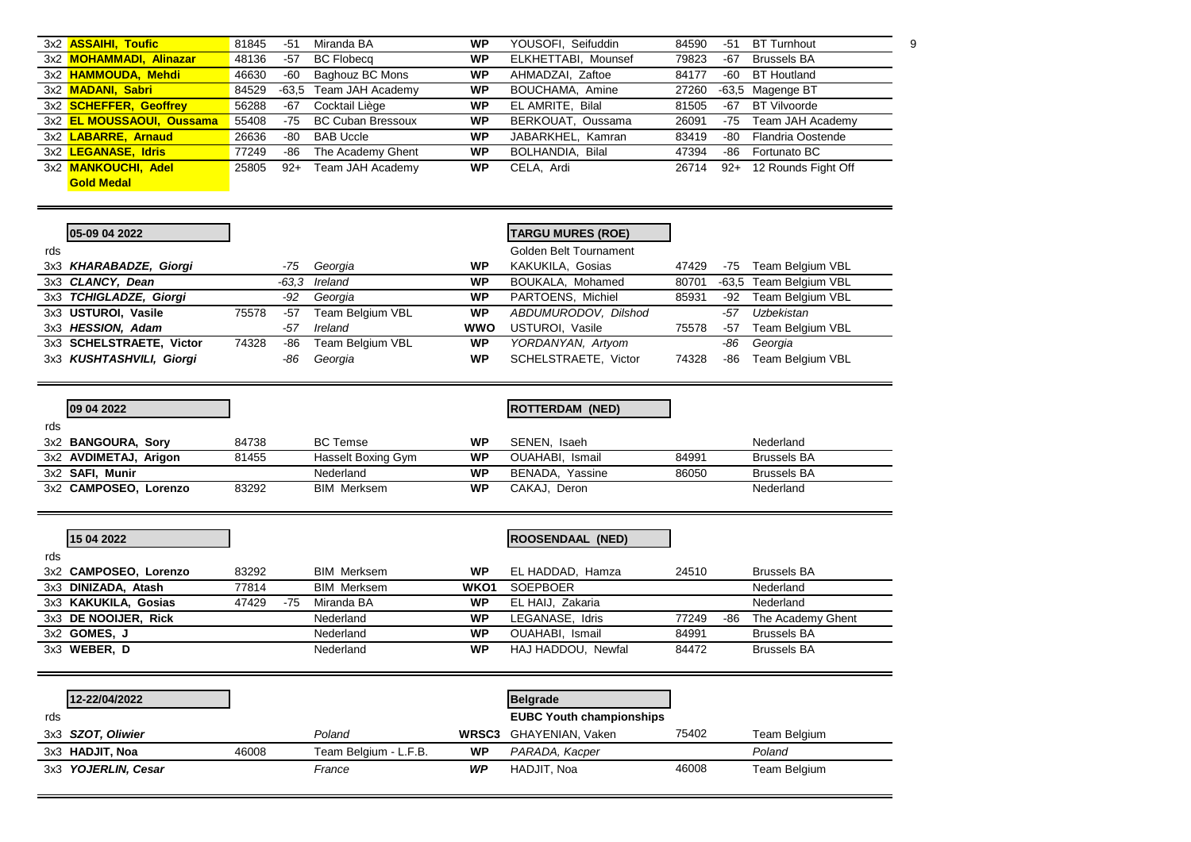| rds | Name | Nr | Cat | Club | Result | Opponent | Nr | Cat | Club |
|---|---|---|---|---|---|---|---|---|---|
| 3x2 | **ASSAIHI, Toufic** | 81845 | -51 | Miranda BA | **WP** | YOUSOFI, Seifuddin | 84590 | -51 | BT Turnhout |
| 3x2 | **MOHAMMADI, Alinazar** | 48136 | -57 | BC Flobecq | **WP** | ELKHETTABI, Mounsef | 79823 | -67 | Brussels BA |
| 3x2 | **HAMMOUDA, Mehdi** | 46630 | -60 | Baghouz BC Mons | **WP** | AHMADZAI, Zaftoe | 84177 | -60 | BT Houtland |
| 3x2 | **MADANI, Sabri** | 84529 | -63,5 | Team JAH Academy | **WP** | BOUCHAMA, Amine | 27260 | -63,5 | Magenge BT |
| 3x2 | **SCHEFFER, Geoffrey** | 56288 | -67 | Cocktail Liège | **WP** | EL AMRITE, Bilal | 81505 | -67 | BT Vilvoorde |
| 3x2 | **EL MOUSSAOUI, Oussama** | 55408 | -75 | BC Cuban Bressoux | **WP** | BERKOUAT, Oussama | 26091 | -75 | Team JAH Academy |
| 3x2 | **LABARRE, Arnaud** | 26636 | -80 | BAB Uccle | **WP** | JABARKHEL, Kamran | 83419 | -80 | Flandria Oostende |
| 3x2 | **LEGANASE, Idris** | 77249 | -86 | The Academy Ghent | **WP** | BOLHANDIA, Bilal | 47394 | -86 | Fortunato BC |
| 3x2 | **MANKOUCHI, Adel** **Gold Medal** | 25805 | 92+ | Team JAH Academy | **WP** | CELA, Ardi | 26714 | 92+ | 12 Rounds Fight Off |

**05-09 04 2022** — **TARGU MURES (ROE)** — Golden Belt Tournament

| rds | Name | Nr | Cat | Club | Result | Opponent | Nr | Cat | Club |
|---|---|---|---|---|---|---|---|---|---|
| 3x3 | ***KHARABADZE, Giorgi*** | | *-75* | *Georgia* | **WP** | KAKUKILA, Gosias | 47429 | -75 | Team Belgium VBL |
| 3x3 | ***CLANCY, Dean*** | | *-63,3* | *Ireland* | **WP** | BOUKALA, Mohamed | 80701 | -63,5 | Team Belgium VBL |
| 3x3 | ***TCHIGLADZE, Giorgi*** | | *-92* | *Georgia* | **WP** | PARTOENS, Michiel | 85931 | -92 | Team Belgium VBL |
| 3x3 | **USTUROI, Vasile** | 75578 | -57 | Team Belgium VBL | **WP** | *ABDUMURODOV, Dilshod* | | *-57* | *Uzbekistan* |
| 3x3 | ***HESSION, Adam*** | | *-57* | *Ireland* | **WWO** | USTUROI, Vasile | 75578 | -57 | Team Belgium VBL |
| 3x3 | **SCHELSTRAETE, Victor** | 74328 | -86 | Team Belgium VBL | **WP** | *YORDANYAN, Artyom* | | *-86* | *Georgia* |
| 3x3 | ***KUSHTASHVILI, Giorgi*** | | *-86* | *Georgia* | **WP** | SCHELSTRAETE, Victor | 74328 | -86 | Team Belgium VBL |

**09 04 2022** — **ROTTERDAM (NED)**

| rds | Name | Nr | Club | Result | Opponent | Nr | Club |
|---|---|---|---|---|---|---|---|
| 3x2 | **BANGOURA, Sory** | 84738 | BC Temse | **WP** | SENEN, Isaeh | | Nederland |
| 3x2 | **AVDIMETAJ, Arigon** | 81455 | Hasselt Boxing Gym | **WP** | OUAHABI, Ismail | 84991 | Brussels BA |
| 3x2 | **SAFI, Munir** | | Nederland | **WP** | BENADA, Yassine | 86050 | Brussels BA |
| 3x2 | **CAMPOSEO, Lorenzo** | 83292 | BIM Merksem | **WP** | CAKAJ, Deron | | Nederland |

**15 04 2022** — **ROOSENDAAL (NED)**

| rds | Name | Nr | Cat | Club | Result | Opponent | Nr | Cat | Club |
|---|---|---|---|---|---|---|---|---|---|
| 3x2 | **CAMPOSEO, Lorenzo** | 83292 | | BIM Merksem | **WP** | EL HADDAD, Hamza | 24510 | | Brussels BA |
| 3x3 | **DINIZADA, Atash** | 77814 | | BIM Merksem | **WKO1** | SOEPBOER | | | Nederland |
| 3x3 | **KAKUKILA, Gosias** | 47429 | -75 | Miranda BA | **WP** | EL HAIJ, Zakaria | | | Nederland |
| 3x3 | **DE NOOIJER, Rick** | | | Nederland | **WP** | LEGANASE, Idris | 77249 | -86 | The Academy Ghent |
| 3x2 | **GOMES, J** | | | Nederland | **WP** | OUAHABI, Ismail | 84991 | | Brussels BA |
| 3x3 | **WEBER, D** | | | Nederland | **WP** | HAJ HADDOU, Newfal | 84472 | | Brussels BA |

**12-22/04/2022** — **Belgrade** — **EUBC Youth championships**

| rds | Name | Nr | Club | Result | Opponent | Nr | Club |
|---|---|---|---|---|---|---|---|
| 3x3 | ***SZOT, Oliwier*** | | *Poland* | **WRSC3** | GHAYENIAN, Vaken | 75402 | Team Belgium |
| 3x3 | **HADJIT, Noa** | 46008 | Team Belgium - L.F.B. | **WP** | *PARADA, Kacper* | | *Poland* |
| 3x3 | ***YOJERLIN, Cesar*** | | *France* | ***WP*** | HADJIT, Noa | 46008 | Team Belgium |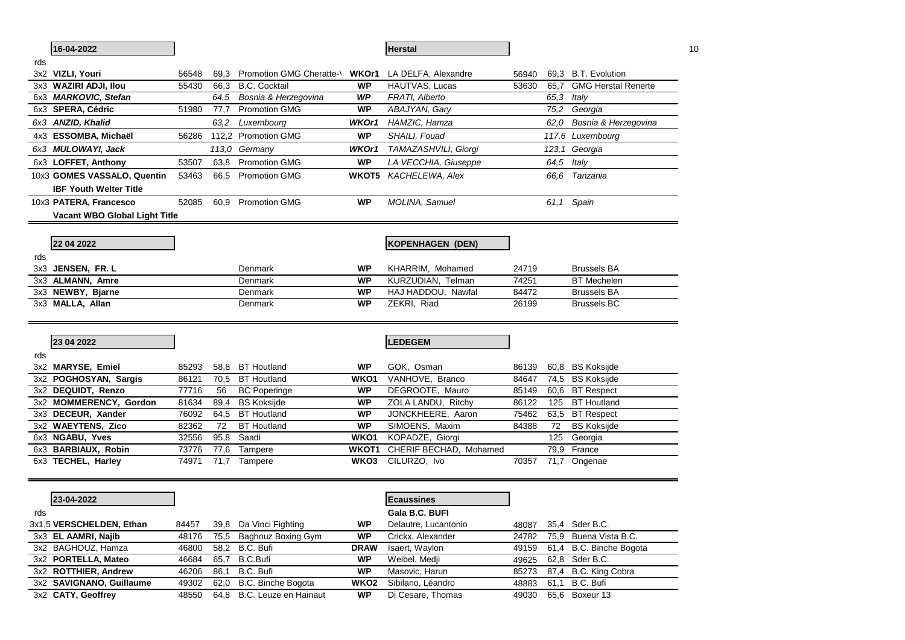## 16-04-2022 — Herstal

| rds | | | | | | | | | |
|---|---|---|---|---|---|---|---|---|---|
| 3x2 | **VIZLI, Youri** | 56548 | 69,3 | Promotion GMG Cheratte-\ | **WKOr1** | LA DELFA, Alexandre | 56940 | 69,3 | B.T. Evolution |
| 3x3 | **WAZIRI ADJI, Ilou** | 55430 | 66,3 | B.C. Cocktail | **WP** | HAUTVAS, Lucas | 53630 | 65,7 | GMG Herstal Renerte |
| 6x3 | ***MARKOVIC, Stefan*** | | *64,5* | *Bosnia & Herzegovina* | ***WP*** | *FRATI, Alberto* | | *65,3* | *Italy* |
| 6x3 | **SPERA, Cédric** | 51980 | 77,7 | Promotion GMG | **WP** | *ABAJYAN, Gary* | | *75,2* | *Georgia* |
| *6x3* | ***ANZID, Khalid*** | | *63,2* | *Luxembourg* | ***WKOr1*** | *HAMZIC, Hamza* | | *62,0* | *Bosnia & Herzegovina* |
| 4x3 | **ESSOMBA, Michaël** | 56286 | 112,2 | Promotion GMG | **WP** | *SHAILI, Fouad* | | *117,6* | *Luxembourg* |
| *6x3* | ***MULOWAYI, Jack*** | | *113,0* | *Germany* | ***WKOr1*** | *TAMAZASHVILI, Giorgi* | | *123,1* | *Georgia* |
| 6x3 | **LOFFET, Anthony** | 53507 | 63,8 | Promotion GMG | **WP** | *LA VECCHIA, Giuseppe* | | *64,5* | *Italy* |
| 10x3 | **GOMES VASSALO, Quentin** | 53463 | 66,5 | Promotion GMG | **WKOT5** | *KACHELEWA, Alex* | | *66,6* | *Tanzania* |
| | **IBF Youth Welter Title** | | | | | | | | |
| 10x3 | **PATERA, Francesco** | 52085 | 60,9 | Promotion GMG | **WP** | *MOLINA, Samuel* | | *61,1* | *Spain* |
| | **Vacant WBO Global Light Title** | | | | | | | | |

## 22 04 2022 — KOPENHAGEN (DEN)

| rds | | | | | | | | | |
|---|---|---|---|---|---|---|---|---|---|
| 3x3 | **JENSEN, FR. L** | | | Denmark | **WP** | KHARRIM, Mohamed | 24719 | | Brussels BA |
| 3x3 | **ALMANN, Amre** | | | Denmark | **WP** | KURZUDIAN, Telman | 74251 | | BT Mechelen |
| 3x3 | **NEWBY, Bjarne** | | | Denmark | **WP** | HAJ HADDOU, Nawfal | 84472 | | Brussels BA |
| 3x3 | **MALLA, Allan** | | | Denmark | **WP** | ZEKRI, Riad | 26199 | | Brussels BC |

## 23 04 2022 — LEDEGEM

| rds | | | | | | | | | |
|---|---|---|---|---|---|---|---|---|---|
| 3x2 | **MARYSE, Emiel** | 85293 | 58,8 | BT Houtland | **WP** | GOK, Osman | 86139 | 60,8 | BS Koksijde |
| 3x2 | **POGHOSYAN, Sargis** | 86121 | 70,5 | BT Houtland | **WKO1** | VANHOVE, Branco | 84647 | 74,5 | BS Koksijde |
| 3x2 | **DEQUIDT, Renzo** | 77716 | 56 | BC Poperinge | **WP** | DEGROOTE, Mauro | 85149 | 60,6 | BT Respect |
| 3x2 | **MOMMERENCY, Gordon** | 81634 | 89,4 | BS Koksijde | **WP** | ZOLA LANDU, Ritchy | 86122 | 125 | BT Houtland |
| 3x3 | **DECEUR, Xander** | 76092 | 64,5 | BT Houtland | **WP** | JONCKHEERE, Aaron | 75462 | 63,5 | BT Respect |
| 3x2 | **WAEYTENS, Zico** | 82362 | 72 | BT Houtland | **WP** | SIMOENS, Maxim | 84388 | 72 | BS Koksijde |
| 6x3 | **NGABU, Yves** | 32556 | 95,8 | Saadi | **WKO1** | KOPADZE, Giorgi | | 125 | Georgia |
| 6x3 | **BARBIAUX, Robin** | 73776 | 77,6 | Tampere | **WKOT1** | CHERIF BECHAD, Mohamed | | 79,9 | France |
| 6x3 | **TECHEL, Harley** | 74971 | 71,7 | Tampere | **WKO3** | CILURZO, Ivo | 70357 | 71,7 | Ongenae |

## 23-04-2022 — Ecaussines

**Gala B.C. BUFI**

| rds | | | | | | | | | |
|---|---|---|---|---|---|---|---|---|---|
| 3x1,5 | **VERSCHELDEN, Ethan** | 84457 | 39,8 | Da Vinci Fighting | **WP** | Delautre, Lucantonio | 48087 | 35,4 | Sder B.C. |
| 3x3 | **EL AAMRI, Najib** | 48176 | 75,5 | Baghouz Boxing Gym | **WP** | Crickx, Alexander | 24782 | 75,9 | Buena Vista B.C. |
| 3x2 | BAGHOUZ, Hamza | 46800 | 58,2 | B.C. Bufi | **DRAW** | Isaert, Waylon | 49159 | 61,4 | B.C. Binche Bogota |
| 3x2 | **PORTELLA, Mateo** | 46684 | 65,7 | B.C.Bufi | **WP** | Weibel, Medji | 49625 | 62,8 | Sder B.C. |
| 3x2 | **ROTTHIER, Andrew** | 46206 | 86,1 | B.C. Bufi | **WP** | Masovic, Harun | 85273 | 87,4 | B.C. King Cobra |
| 3x2 | **SAVIGNANO, Guillaume** | 49302 | 62,0 | B.C. Binche Bogota | **WKO2** | Sibilano, Léandro | 48883 | 61,1 | B.C. Bufi |
| 3x2 | **CATY, Geoffrey** | 48550 | 64,8 | B.C. Leuze en Hainaut | **WP** | Di Cesare, Thomas | 49030 | 65,6 | Boxeur 13 |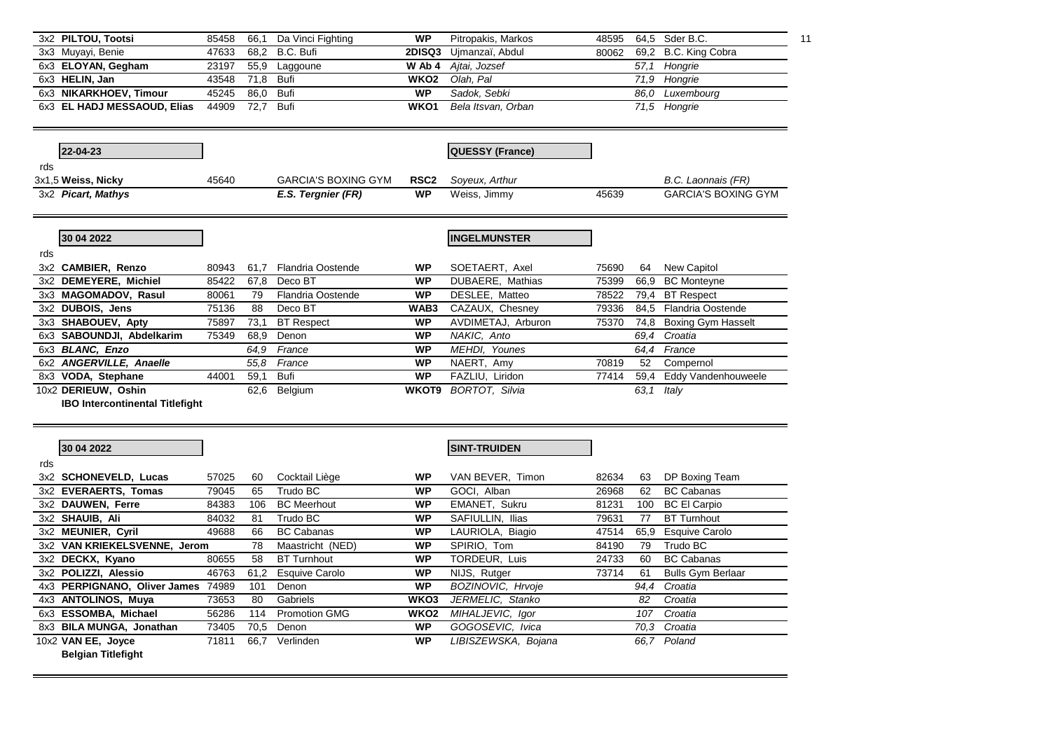| rds | Name | Lic. | Weight | Club | Result | Opponent | Lic. | Weight | Club |
|---|---|---|---|---|---|---|---|---|---|
| 3x2 | **PILTOU, Tootsi** | 85458 | 66,1 | Da Vinci Fighting | **WP** | Pitropakis, Markos | 48595 | 64,5 | Sder B.C. |
| 3x3 | Muyayi, Benie | 47633 | 68,2 | B.C. Bufi | **2DISQ3** | Ujmanzaï, Abdul | 80062 | 69,2 | B.C. King Cobra |
| 6x3 | **ELOYAN, Gegham** | 23197 | 55,9 | Laggoune | **W Ab 4** | *Ajtai, Jozsef* | | *57,1* | *Hongrie* |
| 6x3 | **HELIN, Jan** | 43548 | 71,8 | Bufi | **WKO2** | *Olah, Pal* | | *71,9* | *Hongrie* |
| 6x3 | **NIKARKHOEV, Timour** | 45245 | 86,0 | Bufi | **WP** | *Sadok, Sebki* | | *86,0* | *Luxembourg* |
| 6x3 | **EL HADJ MESSAOUD, Elias** | 44909 | 72,7 | Bufi | **WKO1** | *Bela Itsvan, Orban* | | *71,5* | *Hongrie* |

**22-04-23** — **QUESSY (France)**

| rds | Name | Lic. | Club | Result | Opponent | Lic. | Club |
|---|---|---|---|---|---|---|---|
| 3x1,5 | **Weiss, Nicky** | 45640 | GARCIA'S BOXING GYM | **RSC2** | *Soyeux, Arthur* | | *B.C. Laonnais (FR)* |
| 3x2 | ***Picart, Mathys*** | | ***E.S. Tergnier (FR)*** | **WP** | Weiss, Jimmy | 45639 | GARCIA'S BOXING GYM |

**30 04 2022** — **INGELMUNSTER**

| rds | Name | Lic. | Weight | Club | Result | Opponent | Lic. | Weight | Club |
|---|---|---|---|---|---|---|---|---|---|
| 3x2 | **CAMBIER, Renzo** | 80943 | 61,7 | Flandria Oostende | **WP** | SOETAERT, Axel | 75690 | 64 | New Capitol |
| 3x2 | **DEMEYERE, Michiel** | 85422 | 67,8 | Deco BT | **WP** | DUBAERE, Mathias | 75399 | 66,9 | BC Monteyne |
| 3x3 | **MAGOMADOV, Rasul** | 80061 | 79 | Flandria Oostende | **WP** | DESLEE, Matteo | 78522 | 79,4 | BT Respect |
| 3x2 | **DUBOIS, Jens** | 75136 | 88 | Deco BT | **WAB3** | CAZAUX, Chesney | 79336 | 84,5 | Flandria Oostende |
| 3x3 | **SHABOUEV, Apty** | 75897 | 73,1 | BT Respect | **WP** | AVDIMETAJ, Arburon | 75370 | 74,8 | Boxing Gym Hasselt |
| 6x3 | **SABOUNDJI, Abdelkarim** | 75349 | 68,9 | Denon | **WP** | *NAKIC, Anto* | | *69,4* | *Croatia* |
| 6x3 | ***BLANC, Enzo*** | | *64,9* | *France* | **WP** | *MEHDI, Younes* | | *64,4* | *France* |
| 6x2 | ***ANGERVILLE, Anaelle*** | | *55,8* | *France* | **WP** | NAERT, Amy | 70819 | 52 | Compernol |
| 8x3 | **VODA, Stephane** | 44001 | 59,1 | Bufi | **WP** | FAZLIU, Liridon | 77414 | 59,4 | Eddy Vandenhouweele |
| 10x2 | **DERIEUW, Oshin** | | 62,6 | Belgium | **WKOT9** | *BORTOT, Silvia* | | *63,1* | *Italy* |
| | **IBO Intercontinental Titlefight** | | | | | | | | |

**30 04 2022** — **SINT-TRUIDEN**

| rds | Name | Lic. | Weight | Club | Result | Opponent | Lic. | Weight | Club |
|---|---|---|---|---|---|---|---|---|---|
| 3x2 | **SCHONEVELD, Lucas** | 57025 | 60 | Cocktail Liège | **WP** | VAN BEVER, Timon | 82634 | 63 | DP Boxing Team |
| 3x2 | **EVERAERTS, Tomas** | 79045 | 65 | Trudo BC | **WP** | GOCI, Alban | 26968 | 62 | BC Cabanas |
| 3x2 | **DAUWEN, Ferre** | 84383 | 106 | BC Meerhout | **WP** | EMANET, Sukru | 81231 | 100 | BC El Carpio |
| 3x2 | **SHAUIB, Ali** | 84032 | 81 | Trudo BC | **WP** | SAFIULLIN, Ilias | 79631 | 77 | BT Turnhout |
| 3x2 | **MEUNIER, Cyril** | 49688 | 66 | BC Cabanas | **WP** | LAURIOLA, Biagio | 47514 | 65,9 | Esquive Carolo |
| 3x2 | **VAN KRIEKELSVENNE, Jerom** | | 78 | Maastricht (NED) | **WP** | SPIRIO, Tom | 84190 | 79 | Trudo BC |
| 3x2 | **DECKX, Kyano** | 80655 | 58 | BT Turnhout | **WP** | TORDEUR, Luis | 24733 | 60 | BC Cabanas |
| 3x2 | **POLIZZI, Alessio** | 46763 | 61,2 | Esquive Carolo | **WP** | NIJS, Rutger | 73714 | 61 | Bulls Gym Berlaar |
| 4x3 | **PERPIGNANO, Oliver James** | 74989 | 101 | Denon | **WP** | *BOZINOVIC, Hrvoje* | | *94,4* | *Croatia* |
| 4x3 | **ANTOLINOS, Muya** | 73653 | 80 | Gabriels | **WKO3** | *JERMELIC, Stanko* | | *82* | *Croatia* |
| 6x3 | **ESSOMBA, Michael** | 56286 | 114 | Promotion GMG | **WKO2** | *MIHALJEVIC, Igor* | | *107* | *Croatia* |
| 8x3 | **BILA MUNGA, Jonathan** | 73405 | 70,5 | Denon | **WP** | *GOGOSEVIC, Ivica* | | *70,3* | *Croatia* |
| 10x2 | **VAN EE, Joyce** | 71811 | 66,7 | Verlinden | **WP** | *LIBISZEWSKA, Bojana* | | *66,7* | *Poland* |
| | **Belgian Titlefight** | | | | | | | | |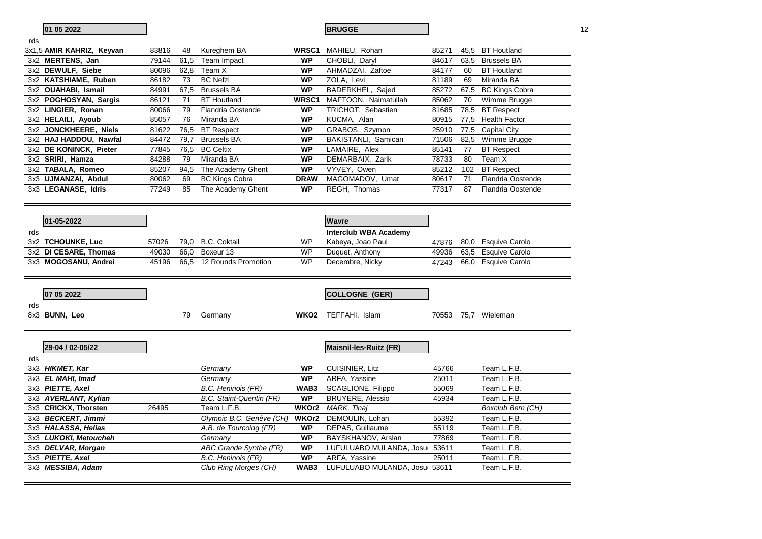| 01 05 2022 | | | | | BRUGGE | | | |
|---|---|---|---|---|---|---|---|---|
| rds | | | | | | | | |
| 3x1,5 **AMIR KAHRIZ, Keyvan** | 83816 | 48 | Kureghem BA | **WRSC1** | MAHIEU, Rohan | 85271 | 45,5 | BT Houtland |
| 3x2 **MERTENS, Jan** | 79144 | 61,5 | Team Impact | **WP** | CHOBLI, Daryl | 84617 | 63,5 | Brussels BA |
| 3x2 **DEWULF, Siebe** | 80096 | 62,8 | Team X | **WP** | AHMADZAI, Zaftoe | 84177 | 60 | BT Houtland |
| 3x2 **KATSHIAME, Ruben** | 86182 | 73 | BC Nefzi | **WP** | ZOLA, Levi | 81189 | 69 | Miranda BA |
| 3x2 **OUAHABI, Ismail** | 84991 | 67,5 | Brussels BA | **WP** | BADERKHEL, Sajed | 85272 | 67,5 | BC Kings Cobra |
| 3x2 **POGHOSYAN, Sargis** | 86121 | 71 | BT Houtland | **WRSC1** | MAFTOON, Naimatullah | 85062 | 70 | Wimme Brugge |
| 3x2 **LINGIER, Ronan** | 80066 | 79 | Flandria Oostende | **WP** | TRICHOT, Sebastien | 81685 | 78,5 | BT Respect |
| 3x2 **HELAILI, Ayoub** | 85057 | 76 | Miranda BA | **WP** | KUCMA, Alan | 80915 | 77,5 | Health Factor |
| 3x2 **JONCKHEERE, Niels** | 81622 | 76,5 | BT Respect | **WP** | GRABOS, Szymon | 25910 | 77,5 | Capital City |
| 3x2 **HAJ HADDOU, Nawfal** | 84472 | 79,7 | Brussels BA | **WP** | BAKISTANLI, Samican | 71506 | 82,5 | Wimme Brugge |
| 3x2 **DE KONINCK, Pieter** | 77845 | 76,5 | BC Celtix | **WP** | LAMAIRE, Alex | 85141 | 77 | BT Respect |
| 3x2 **SRIRI, Hamza** | 84288 | 79 | Miranda BA | **WP** | DEMARBAIX, Zarik | 78733 | 80 | Team X |
| 3x2 **TABALA, Romeo** | 85207 | 94,5 | The Academy Ghent | **WP** | VYVEY, Owen | 85212 | 102 | BT Respect |
| 3x3 **UJMANZAI, Abdul** | 80062 | 69 | BC Kings Cobra | **DRAW** | MAGOMADOV, Umat | 80617 | 71 | Flandria Oostende |
| 3x3 **LEGANASE, Idris** | 77249 | 85 | The Academy Ghent | **WP** | REGH, Thomas | 77317 | 87 | Flandria Oostende |

| 01-05-2022 | | | | | Wavre | | | |
|---|---|---|---|---|---|---|---|---|
| rds | | | | | **Interclub WBA Academy** | | | |
| 3x2 **TCHOUNKE, Luc** | 57026 | 79,0 | B.C. Coktail | WP | Kabeya, Joao Paul | 47876 | 80,0 | Esquive Carolo |
| 3x2 **DI CESARE, Thomas** | 49030 | 66,0 | Boxeur 13 | WP | Duquet, Anthony | 49936 | 63,5 | Esquive Carolo |
| 3x3 **MOGOSANU, Andrei** | 45196 | 66,5 | 12 Rounds Promotion | WP | Decembre, Nicky | 47243 | 66,0 | Esquive Carolo |

| 07 05 2022 | | | | | COLLOGNE (GER) | | | |
|---|---|---|---|---|---|---|---|---|
| rds | | | | | | | | |
| 8x3 **BUNN, Leo** | | 79 | Germany | **WKO2** | TEFFAHI, Islam | 70553 | 75,7 | Wieleman |

| 29-04 / 02-05/22 | | | | Maisnil-les-Ruitz (FR) | | |
|---|---|---|---|---|---|---|
| rds | | | | | | |
| 3x3 ***HIKMET, Kar*** | | *Germany* | **WP** | CUISINIER, Litz | 45766 | Team L.F.B. |
| 3x3 ***EL MAHI, Imad*** | | *Germany* | **WP** | ARFA, Yassine | 25011 | Team L.F.B. |
| 3x3 ***PIETTE, Axel*** | | *B.C. Heninois (FR)* | **WAB3** | SCAGLIONE, Filippo | 55069 | Team L.F.B. |
| 3x3 ***AVERLANT, Kylian*** | | *B.C. Staint-Quentin (FR)* | **WP** | BRUYERE, Alessio | 45934 | Team L.F.B. |
| 3x3 **CRICKX, Thorsten** | 26495 | Team L.F.B. | **WKOr2** | *MARK, Tinaj* | | *Boxclub Bern (CH)* |
| 3x3 ***BECKERT, Jimmi*** | | *Olympic B.C. Genève (CH)* | **WKOr2** | DEMOULIN, Lohan | 55392 | Team L.F.B. |
| 3x3 ***HALASSA, Helias*** | | *A.B. de Tourcoing (FR)* | **WP** | DEPAS, Guillaume | 55119 | Team L.F.B. |
| 3x3 ***LUKOKI, Metoucheh*** | | *Germany* | **WP** | BAYSKHANOV, Arslan | 77869 | Team L.F.B. |
| 3x3 ***DELVAR, Morgan*** | | *ABC Grande Synthe (FR)* | **WP** | LUFULUABO MULANDA, Josu | 53611 | Team L.F.B. |
| 3x3 ***PIETTE, Axel*** | | *B.C. Heninois (FR)* | **WP** | ARFA, Yassine | 25011 | Team L.F.B. |
| 3x3 ***MESSIBA, Adam*** | | *Club Ring Morges (CH)* | **WAB3** | LUFULUABO MULANDA, Josu | 53611 | Team L.F.B. |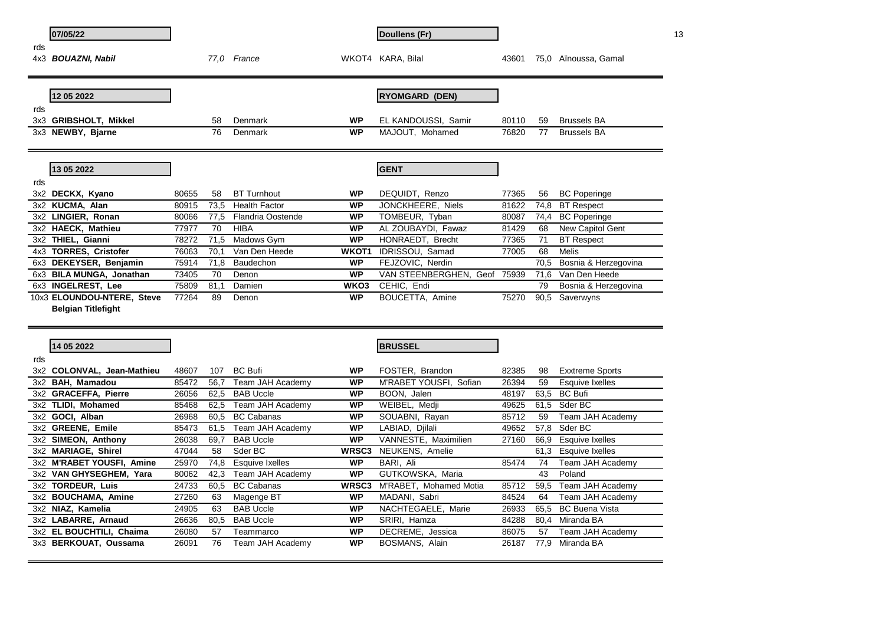**07/05/22** — **Doullens (Fr)**

| rds | Name | Nr | Kg | Club | Result | Opponent | Nr | Kg | Club |
|---|---|---|---|---|---|---|---|---|---|
| 4x3 | ***BOUAZNI, Nabil*** | | *77,0* | *France* | WKOT4 | KARA, Bilal | 43601 | 75,0 | Aïnoussa, Gamal |

**12 05 2022** — **RYOMGARD (DEN)**

| rds | Name | Nr | Kg | Club | Result | Opponent | Nr | Kg | Club |
|---|---|---|---|---|---|---|---|---|---|
| 3x3 | **GRIBSHOLT, Mikkel** | | 58 | Denmark | **WP** | EL KANDOUSSI, Samir | 80110 | 59 | Brussels BA |
| 3x3 | **NEWBY, Bjarne** | | 76 | Denmark | **WP** | MAJOUT, Mohamed | 76820 | 77 | Brussels BA |

**13 05 2022** — **GENT**

| rds | Name | Nr | Kg | Club | Result | Opponent | Nr | Kg | Club |
|---|---|---|---|---|---|---|---|---|---|
| 3x2 | **DECKX, Kyano** | 80655 | 58 | BT Turnhout | **WP** | DEQUIDT, Renzo | 77365 | 56 | BC Poperinge |
| 3x2 | **KUCMA, Alan** | 80915 | 73,5 | Health Factor | **WP** | JONCKHEERE, Niels | 81622 | 74,8 | BT Respect |
| 3x2 | **LINGIER, Ronan** | 80066 | 77,5 | Flandria Oostende | **WP** | TOMBEUR, Tyban | 80087 | 74,4 | BC Poperinge |
| 3x2 | **HAECK, Mathieu** | 77977 | 70 | HIBA | **WP** | AL ZOUBAYDI, Fawaz | 81429 | 68 | New Capitol Gent |
| 3x2 | **THIEL, Gianni** | 78272 | 71,5 | Madows Gym | **WP** | HONRAEDT, Brecht | 77365 | 71 | BT Respect |
| 4x3 | **TORRES, Cristofer** | 76063 | 70,1 | Van Den Heede | **WKOT1** | IDRISSOU, Samad | 77005 | 68 | Melis |
| 6x3 | **DEKEYSER, Benjamin** | 75914 | 71,8 | Baudechon | **WP** | FEJZOVIC, Nerdin | | 70,5 | Bosnia & Herzegovina |
| 6x3 | **BILA MUNGA, Jonathan** | 73405 | 70 | Denon | **WP** | VAN STEENBERGHEN, Geof | 75939 | 71,6 | Van Den Heede |
| 6x3 | **INGELREST, Lee** | 75809 | 81,1 | Damien | **WKO3** | CEHIC, Endi | | 79 | Bosnia & Herzegovina |
| 10x3 | **ELOUNDOU-NTERE, Steve** **Belgian Titlefight** | 77264 | 89 | Denon | **WP** | BOUCETTA, Amine | 75270 | 90,5 | Saverwyns |

**14 05 2022** — **BRUSSEL**

| rds | Name | Nr | Kg | Club | Result | Opponent | Nr | Kg | Club |
|---|---|---|---|---|---|---|---|---|---|
| 3x2 | **COLONVAL, Jean-Mathieu** | 48607 | 107 | BC Bufi | **WP** | FOSTER, Brandon | 82385 | 98 | Exxtreme Sports |
| 3x2 | **BAH, Mamadou** | 85472 | 56,7 | Team JAH Academy | **WP** | M'RABET YOUSFI, Sofian | 26394 | 59 | Esquive Ixelles |
| 3x2 | **GRACEFFA, Pierre** | 26056 | 62,5 | BAB Uccle | **WP** | BOON, Jalen | 48197 | 63,5 | BC Bufi |
| 3x2 | **TLIDI, Mohamed** | 85468 | 62,5 | Team JAH Academy | **WP** | WEIBEL, Medji | 49625 | 61,5 | Sder BC |
| 3x2 | **GOCI, Alban** | 26968 | 60,5 | BC Cabanas | **WP** | SOUABNI, Rayan | 85712 | 59 | Team JAH Academy |
| 3x2 | **GREENE, Emile** | 85473 | 61,5 | Team JAH Academy | **WP** | LABIAD, Djilali | 49652 | 57,8 | Sder BC |
| 3x2 | **SIMEON, Anthony** | 26038 | 69,7 | BAB Uccle | **WP** | VANNESTE, Maximilien | 27160 | 66,9 | Esquive Ixelles |
| 3x2 | **MARIAGE, Shirel** | 47044 | 58 | Sder BC | **WRSC3** | NEUKENS, Amelie | | 61,3 | Esquive Ixelles |
| 3x2 | **M'RABET YOUSFI, Amine** | 25970 | 74,8 | Esquive Ixelles | **WP** | BARI, Ali | 85474 | 74 | Team JAH Academy |
| 3x2 | **VAN GHYSEGHEM, Yara** | 80062 | 42,3 | Team JAH Academy | **WP** | GUTKOWSKA, Maria | | 43 | Poland |
| 3x2 | **TORDEUR, Luis** | 24733 | 60,5 | BC Cabanas | **WRSC3** | M'RABET, Mohamed Motia | 85712 | 59,5 | Team JAH Academy |
| 3x2 | **BOUCHAMA, Amine** | 27260 | 63 | Magenge BT | **WP** | MADANI, Sabri | 84524 | 64 | Team JAH Academy |
| 3x2 | **NIAZ, Kamelia** | 24905 | 63 | BAB Uccle | **WP** | NACHTEGAELE, Marie | 26933 | 65,5 | BC Buena Vista |
| 3x2 | **LABARRE, Arnaud** | 26636 | 80,5 | BAB Uccle | **WP** | SRIRI, Hamza | 84288 | 80,4 | Miranda BA |
| 3x2 | **EL BOUCHTILI, Chaima** | 26080 | 57 | Teammarco | **WP** | DECREME, Jessica | 86075 | 57 | Team JAH Academy |
| 3x3 | **BERKOUAT, Oussama** | 26091 | 76 | Team JAH Academy | **WP** | BOSMANS, Alain | 26187 | 77,9 | Miranda BA |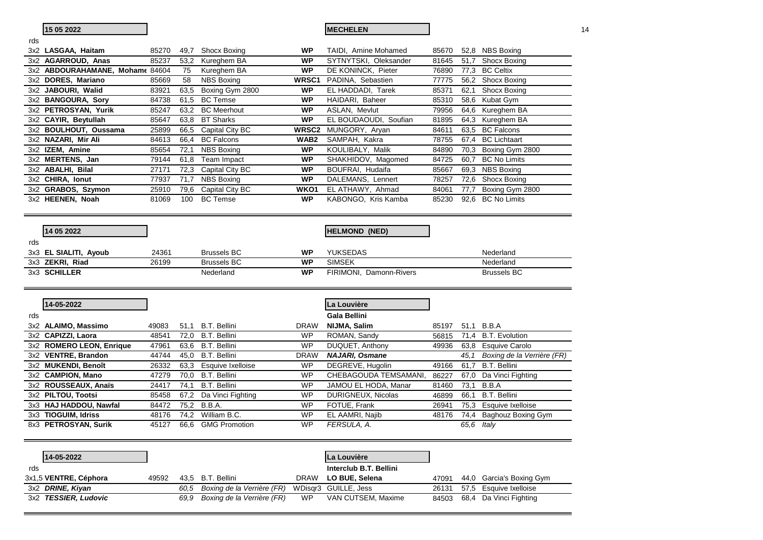| 15 05 2022 | | | | | MECHELEN | | | |
|---|---|---|---|---|---|---|---|---|
| rds | | | | | | | | |
| 3x2 **LASGAA, Haitam** | 85270 | 49,7 | Shocx Boxing | **WP** | TAIDI, Amine Mohamed | 85670 | 52,8 | NBS Boxing |
| 3x2 **AGARROUD, Anas** | 85237 | 53,2 | Kureghem BA | **WP** | SYTNYTSKI, Oleksander | 81645 | 51,7 | Shocx Boxing |
| 3x2 **ABDOURAHAMANE, Mohame** | 84604 | 75 | Kureghem BA | **WP** | DE KONINCK, Pieter | 76890 | 77,3 | BC Celtix |
| 3x2 **DORES, Mariano** | 85669 | 58 | NBS Boxing | **WRSC1** | PADINA, Sebastien | 77775 | 56,2 | Shocx Boxing |
| 3x2 **JABOURI, Walid** | 83921 | 63,5 | Boxing Gym 2800 | **WP** | EL HADDADI, Tarek | 85371 | 62,1 | Shocx Boxing |
| 3x2 **BANGOURA, Sory** | 84738 | 61,5 | BC Temse | **WP** | HAIDARI, Baheer | 85310 | 58,6 | Kubat Gym |
| 3x2 **PETROSYAN, Yurik** | 85247 | 63,2 | BC Meerhout | **WP** | ASLAN, Mevlut | 79956 | 64,6 | Kureghem BA |
| 3x2 **CAYIR, Beytullah** | 85647 | 63,8 | BT Sharks | **WP** | EL BOUDAOUDI, Soufian | 81895 | 64,3 | Kureghem BA |
| 3x2 **BOULHOUT, Oussama** | 25899 | 66,5 | Capital City BC | **WRSC2** | MUNGORY, Aryan | 84611 | 63,5 | BC Falcons |
| 3x2 **NAZARI, Mir Ali** | 84613 | 66,4 | BC Falcons | **WAB2** | SAMPAH, Kakra | 78755 | 67,4 | BC Lichtaart |
| 3x2 **IZEM, Amine** | 85654 | 72,1 | NBS Boxing | **WP** | KOULIBALY, Malik | 84890 | 70,3 | Boxing Gym 2800 |
| 3x2 **MERTENS, Jan** | 79144 | 61,8 | Team Impact | **WP** | SHAKHIDOV, Magomed | 84725 | 60,7 | BC No Limits |
| 3x2 **ABALHI, Bilal** | 27171 | 72,3 | Capital City BC | **WP** | BOUFRAI, Hudaifa | 85667 | 69,3 | NBS Boxing |
| 3x2 **CHIRA, Ionut** | 77937 | 71,7 | NBS Boxing | **WP** | DALEMANS, Lennert | 78257 | 72,6 | Shocx Boxing |
| 3x2 **GRABOS, Szymon** | 25910 | 79,6 | Capital City BC | **WKO1** | EL ATHAWY, Ahmad | 84061 | 77,7 | Boxing Gym 2800 |
| 3x2 **HEENEN, Noah** | 81069 | 100 | BC Temse | **WP** | KABONGO, Kris Kamba | 85230 | 92,6 | BC No Limits |

| 14 05 2022 | | | | | HELMOND (NED) | | | |
|---|---|---|---|---|---|---|---|---|
| rds | | | | | | | | |
| 3x3 **EL SIALITI, Ayoub** | 24361 | | Brussels BC | **WP** | YUKSEDAS | | | Nederland |
| 3x3 **ZEKRI, Riad** | 26199 | | Brussels BC | **WP** | SIMSEK | | | Nederland |
| 3x3 **SCHILLER** | | | Nederland | **WP** | FIRIMONI, Damonn-Rivers | | | Brussels BC |

| 14-05-2022 | | | | | La Louvière | | | |
|---|---|---|---|---|---|---|---|---|
| rds | | | | | **Gala Bellini** | | | |
| 3x2 **ALAIMO, Massimo** | 49083 | 51,1 | B.T. Bellini | DRAW | **NIJMA, Salim** | 85197 | 51,1 | B.B.A |
| 3x2 **CAPIZZI, Laora** | 48541 | 72,0 | B.T. Bellini | WP | ROMAN, Sandy | 56815 | 71,4 | B.T. Evolution |
| 3x2 **ROMERO LEON, Enrique** | 47961 | 63,6 | B.T. Bellini | WP | DUQUET, Anthony | 49936 | 63,8 | Esquive Carolo |
| 3x2 **VENTRE, Brandon** | 44744 | 45,0 | B.T. Bellini | DRAW | ***NAJARI, Osmane*** | | *45,1* | *Boxing de la Verrière (FR)* |
| 3x2 **MUKENDI, Benoît** | 26332 | 63,3 | Esquive Ixelloise | WP | DEGREVE, Hugolin | 49166 | 61,7 | B.T. Bellini |
| 3x2 **CAMPION, Mano** | 47279 | 70,0 | B.T. Bellini | WP | CHEBAGOUDA TEMSAMANI, | 86227 | 67,0 | Da Vinci Fighting |
| 3x2 **ROUSSEAUX, Anaïs** | 24417 | 74,1 | B.T. Bellini | WP | JAMOU EL HODA, Manar | 81460 | 73,1 | B.B.A |
| 3x2 **PILTOU, Tootsi** | 85458 | 67,2 | Da Vinci Fighting | WP | DURIGNEUX, Nicolas | 46899 | 66,1 | B.T. Bellini |
| 3x3 **HAJ HADDOU, Nawfal** | 84472 | 75,2 | B.B.A. | WP | FOTUE, Frank | 26941 | 75,3 | Esquive Ixelloise |
| 3x3 **TIOGUIM, Idriss** | 48176 | 74,2 | William B.C. | WP | EL AAMRI, Najib | 48176 | 74,4 | Baghouz Boxing Gym |
| 8x3 **PETROSYAN, Surik** | 45127 | 66,6 | GMG Promotion | WP | *FERSULA, A.* | | *65,6* | *Italy* |

| 14-05-2022 | | | | | La Louvière | | | |
|---|---|---|---|---|---|---|---|---|
| rds | | | | | **Interclub B.T. Bellini** | | | |
| 3x1,5 **VENTRE, Céphora** | 49592 | 43,5 | B.T. Bellini | DRAW | **LO BUE, Selena** | 47091 | 44,0 | Garcia's Boxing Gym |
| 3x2 ***DRINE, Kiyan*** | | *60,5* | *Boxing de la Verrière (FR)* | WDisqr3 | GUILLE, Jess | 26131 | 57,5 | Esquive Ixelloise |
| 3x2 ***TESSIER, Ludovic*** | | *69,9* | *Boxing de la Verrière (FR)* | WP | VAN CUTSEM, Maxime | 84503 | 68,4 | Da Vinci Fighting |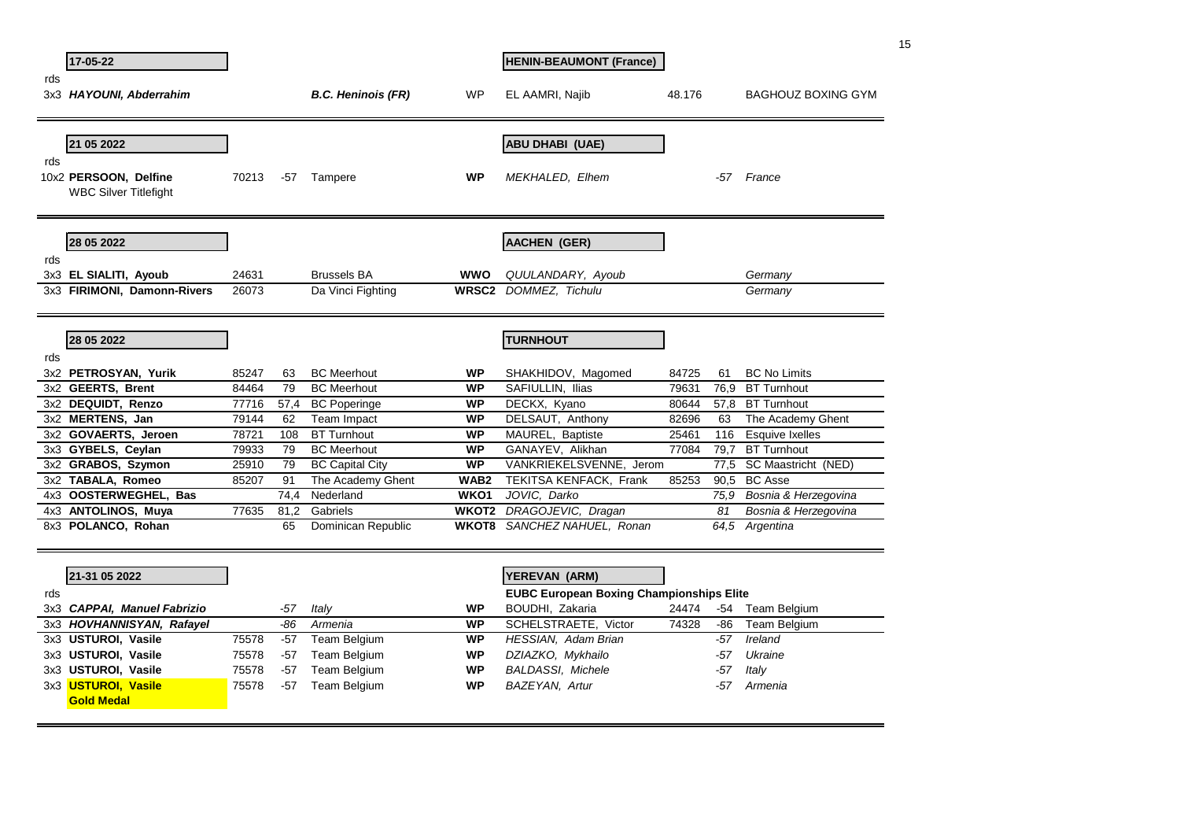| | 17-05-22 | | | | | HENIN-BEAUMONT (France) | | | |
|---|---|---|---|---|---|---|---|---|---|
| rds | | | | | | | | | |
| 3x3 | ***HAYOUNI, Abderrahim*** | | | ***B.C. Heninois (FR)*** | WP | EL AAMRI, Najib | 48.176 | | BAGHOUZ BOXING GYM |

| | 21 05 2022 | | | | | ABU DHABI (UAE) | | | |
|---|---|---|---|---|---|---|---|---|---|
| rds | | | | | | | | | |
| 10x2 | **PERSOON, Delfine** WBC Silver Titlefight | 70213 | -57 | Tampere | **WP** | *MEKHALED, Elhem* | | *-57* | *France* |

| | 28 05 2022 | | | | | AACHEN (GER) | | | |
|---|---|---|---|---|---|---|---|---|---|
| rds | | | | | | | | | |
| 3x3 | **EL SIALITI, Ayoub** | 24631 | | Brussels BA | **WWO** | *QUULANDARY, Ayoub* | | | *Germany* |
| 3x3 | **FIRIMONI, Damonn-Rivers** | 26073 | | Da Vinci Fighting | **WRSC2** | *DOMMEZ, Tichulu* | | | *Germany* |

| | 28 05 2022 | | | | | TURNHOUT | | | |
|---|---|---|---|---|---|---|---|---|---|
| rds | | | | | | | | | |
| 3x2 | **PETROSYAN, Yurik** | 85247 | 63 | BC Meerhout | **WP** | SHAKHIDOV, Magomed | 84725 | 61 | BC No Limits |
| 3x2 | **GEERTS, Brent** | 84464 | 79 | BC Meerhout | **WP** | SAFIULLIN, Ilias | 79631 | 76,9 | BT Turnhout |
| 3x2 | **DEQUIDT, Renzo** | 77716 | 57,4 | BC Poperinge | **WP** | DECKX, Kyano | 80644 | 57,8 | BT Turnhout |
| 3x2 | **MERTENS, Jan** | 79144 | 62 | Team Impact | **WP** | DELSAUT, Anthony | 82696 | 63 | The Academy Ghent |
| 3x2 | **GOVAERTS, Jeroen** | 78721 | 108 | BT Turnhout | **WP** | MAUREL, Baptiste | 25461 | 116 | Esquive Ixelles |
| 3x3 | **GYBELS, Ceylan** | 79933 | 79 | BC Meerhout | **WP** | GANAYEV, Alikhan | 77084 | 79,7 | BT Turnhout |
| 3x2 | **GRABOS, Szymon** | 25910 | 79 | BC Capital City | **WP** | VANKRIEKELSVENNE, Jerom | | 77,5 | SC Maastricht (NED) |
| 3x2 | **TABALA, Romeo** | 85207 | 91 | The Academy Ghent | **WAB2** | TEKITSA KENFACK, Frank | 85253 | 90,5 | BC Asse |
| 4x3 | **OOSTERWEGHEL, Bas** | | 74,4 | Nederland | **WKO1** | *JOVIC, Darko* | | *75,9* | *Bosnia & Herzegovina* |
| 4x3 | **ANTOLINOS, Muya** | 77635 | 81,2 | Gabriels | **WKOT2** | *DRAGOJEVIC, Dragan* | | *81* | *Bosnia & Herzegovina* |
| 8x3 | **POLANCO, Rohan** | | 65 | Dominican Republic | **WKOT8** | *SANCHEZ NAHUEL, Ronan* | | *64,5* | *Argentina* |

| | 21-31 05 2022 | | | | | YEREVAN (ARM) | | | |
|---|---|---|---|---|---|---|---|---|---|
| rds | | | | | | **EUBC European Boxing Championships Elite** | | | |
| 3x3 | ***CAPPAI, Manuel Fabrizio*** | | *-57* | *Italy* | **WP** | BOUDHI, Zakaria | 24474 | -54 | Team Belgium |
| 3x3 | ***HOVHANNISYAN, Rafayel*** | | *-86* | *Armenia* | **WP** | SCHELSTRAETE, Victor | 74328 | -86 | Team Belgium |
| 3x3 | **USTUROI, Vasile** | 75578 | -57 | Team Belgium | **WP** | *HESSIAN, Adam Brian* | | *-57* | *Ireland* |
| 3x3 | **USTUROI, Vasile** | 75578 | -57 | Team Belgium | **WP** | *DZIAZKO, Mykhailo* | | *-57* | *Ukraine* |
| 3x3 | **USTUROI, Vasile** | 75578 | -57 | Team Belgium | **WP** | *BALDASSI, Michele* | | *-57* | *Italy* |
| 3x3 | **USTUROI, Vasile** **Gold Medal** | 75578 | -57 | Team Belgium | **WP** | *BAZEYAN, Artur* | | *-57* | *Armenia* |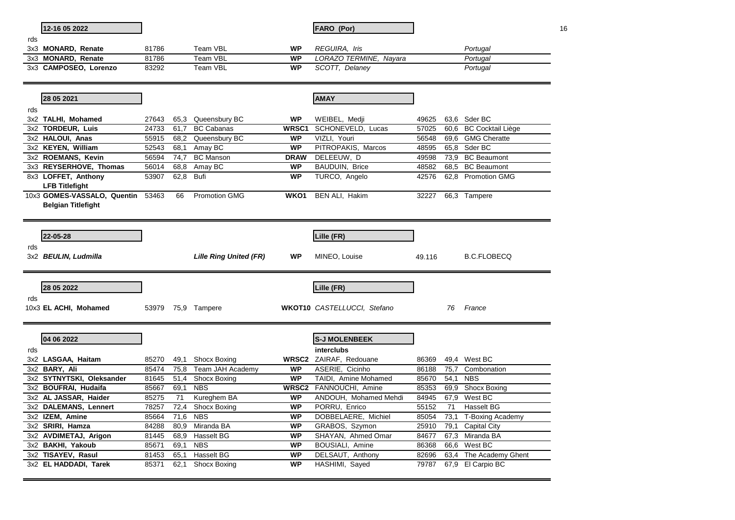**12-16 05 2022** | **FARO (Por)**

| rds | | | | | | | | | | |
|---|---|---|---|---|---|---|---|---|---|---|
| 3x3 | **MONARD, Renate** | 81786 | | Team VBL | **WP** | *REGUIRA, Iris* | | | *Portugal* |
| 3x3 | **MONARD, Renate** | 81786 | | Team VBL | **WP** | *LORAZO TERMINE, Nayara* | | | *Portugal* |
| 3x3 | **CAMPOSEO, Lorenzo** | 83292 | | Team VBL | **WP** | *SCOTT, Delaney* | | | *Portugal* |

**28 05 2021** | **AMAY**

| rds | | | | | | | | | |
|---|---|---|---|---|---|---|---|---|---|
| 3x2 | **TALHI, Mohamed** | 27643 | 65,3 | Queensbury BC | **WP** | WEIBEL, Medji | 49625 | 63,6 | Sder BC |
| 3x2 | **TORDEUR, Luis** | 24733 | 61,7 | BC Cabanas | **WRSC1** | SCHONEVELD, Lucas | 57025 | 60,6 | BC Cocktail Liège |
| 3x2 | **HALOUI, Anas** | 55915 | 68,2 | Queensbury BC | **WP** | VIZLI, Youri | 56548 | 69,6 | GMG Cheratte |
| 3x2 | **KEYEN, William** | 52543 | 68,1 | Amay BC | **WP** | PITROPAKIS, Marcos | 48595 | 65,8 | Sder BC |
| 3x2 | **ROEMANS, Kevin** | 56594 | 74,7 | BC Manson | **DRAW** | DELEEUW, D | 49598 | 73,9 | BC Beaumont |
| 3x3 | **REYSERHOVE, Thomas** | 56014 | 68,8 | Amay BC | **WP** | BAUDUIN, Brice | 48582 | 68,5 | BC Beaumont |
| 8x3 | **LOFFET, Anthony** **LFB Titlefight** | 53907 | 62,8 | Bufi | **WP** | TURCO, Angelo | 42576 | 62,8 | Promotion GMG |
| 10x3 | **GOMES-VASSALO, Quentin** **Belgian Titlefight** | 53463 | 66 | Promotion GMG | **WKO1** | BEN ALI, Hakim | 32227 | 66,3 | Tampere |

**22-05-28** | **Lille (FR)**

| rds | | | | | | | |
|---|---|---|---|---|---|---|---|
| 3x2 | ***BEULIN, Ludmilla*** | ***Lille Ring United (FR)*** | **WP** | MINEO, Louise | 49.116 | | B.C.FLOBECQ |

**28 05 2022** | **Lille (FR)**

| rds | | | | | | | | | |
|---|---|---|---|---|---|---|---|---|---|
| 10x3 | **EL ACHI, Mohamed** | 53979 | 75,9 | Tampere | **WKOT10** | *CASTELLUCCI, Stefano* | | *76* | *France* |

**04 06 2022** | **S-J MOLENBEEK** **interclubs**

| rds | | | | | | | | | |
|---|---|---|---|---|---|---|---|---|---|
| 3x2 | **LASGAA, Haitam** | 85270 | 49,1 | Shocx Boxing | **WRSC2** | ZAIRAF, Redouane | 86369 | 49,4 | West BC |
| 3x2 | **BARY, Ali** | 85474 | 75,8 | Team JAH Academy | **WP** | ASERIE, Cicinho | 86188 | 75,7 | Combonation |
| 3x2 | **SYTNYTSKI, Oleksander** | 81645 | 51,4 | Shocx Boxing | **WP** | TAIDI, Amine Mohamed | 85670 | 54,1 | NBS |
| 3x2 | **BOUFRAI, Hudaifa** | 85667 | 69,1 | NBS | **WRSC2** | FANNOUCHI, Amine | 85353 | 69,9 | Shocx Boxing |
| 3x2 | **AL JASSAR, Haider** | 85275 | 71 | Kureghem BA | **WP** | ANDOUH, Mohamed Mehdi | 84945 | 67,9 | West BC |
| 3x2 | **DALEMANS, Lennert** | 78257 | 72,4 | Shocx Boxing | **WP** | PORRU, Enrico | 55152 | 71 | Hasselt BG |
| 3x2 | **IZEM, Amine** | 85664 | 71,6 | NBS | **WP** | DOBBELAERE, Michiel | 85054 | 73,1 | T-Boxing Academy |
| 3x2 | **SRIRI, Hamza** | 84288 | 80,9 | Miranda BA | **WP** | GRABOS, Szymon | 25910 | 79,1 | Capital City |
| 3x2 | **AVDIMETAJ, Arigon** | 81445 | 68,9 | Hasselt BG | **WP** | SHAYAN, Ahmed Omar | 84677 | 67,3 | Miranda BA |
| 3x2 | **BAKHI, Yakoub** | 85671 | 69,1 | NBS | **WP** | BOUSIALI, Amine | 86368 | 66,6 | West BC |
| 3x2 | **TISAYEV, Rasul** | 81453 | 65,1 | Hasselt BG | **WP** | DELSAUT, Anthony | 82696 | 63,4 | The Academy Ghent |
| 3x2 | **EL HADDADI, Tarek** | 85371 | 62,1 | Shocx Boxing | **WP** | HASHIMI, Sayed | 79787 | 67,9 | El Carpio BC |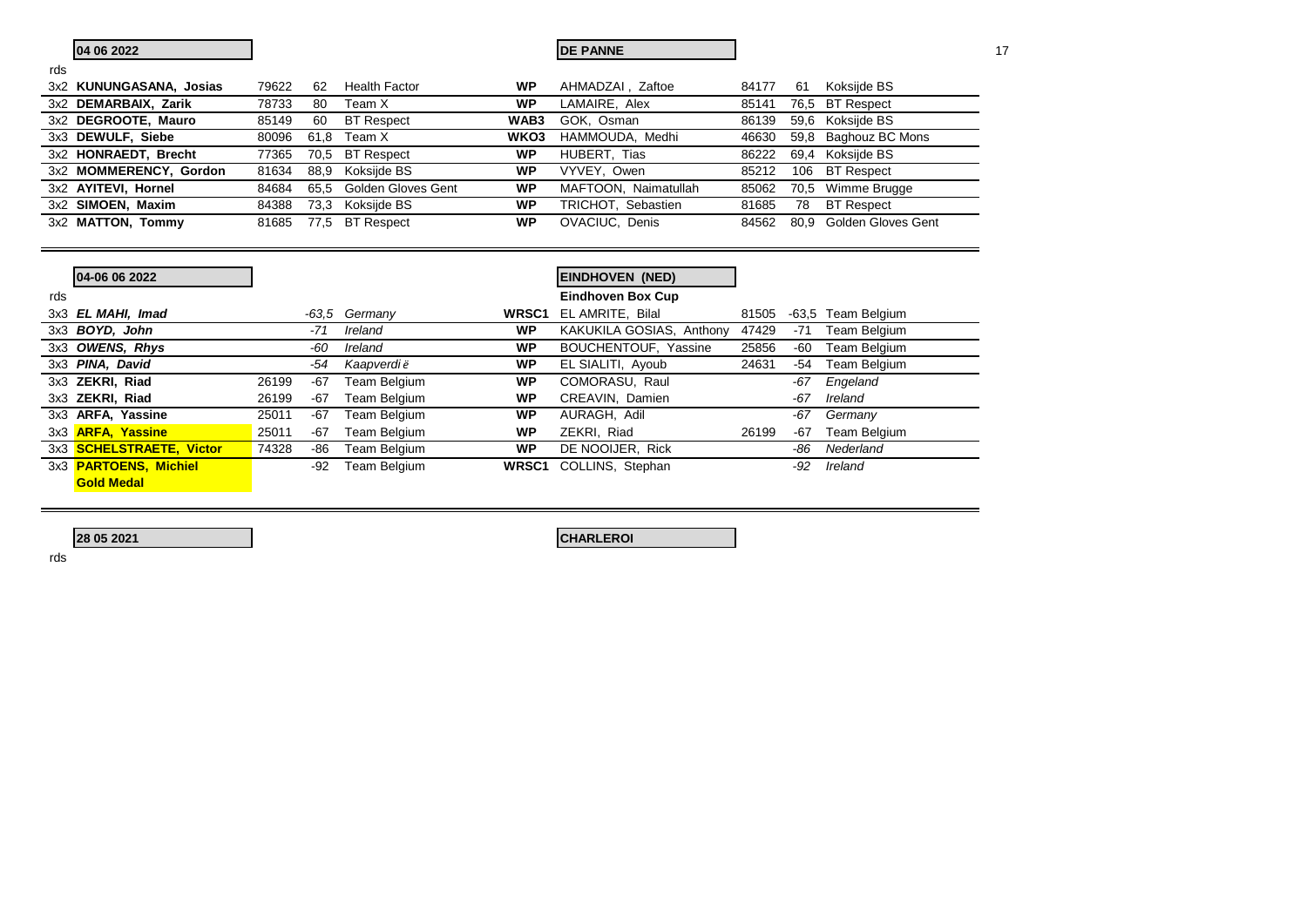**04 06 2022** | **DE PANNE**

| rds | | | | | | | | | | |
|---|---|---|---|---|---|---|---|---|---|---|
| 3x2 | **KUNUNGASANA, Josias** | 79622 | 62 | Health Factor | **WP** | AHMADZAI , Zaftoe | 84177 | 61 | Koksijde BS |
| 3x2 | **DEMARBAIX, Zarik** | 78733 | 80 | Team X | **WP** | LAMAIRE, Alex | 85141 | 76,5 | BT Respect |
| 3x2 | **DEGROOTE, Mauro** | 85149 | 60 | BT Respect | **WAB3** | GOK, Osman | 86139 | 59,6 | Koksijde BS |
| 3x3 | **DEWULF, Siebe** | 80096 | 61,8 | Team X | **WKO3** | HAMMOUDA, Medhi | 46630 | 59,8 | Baghouz BC Mons |
| 3x2 | **HONRAEDT, Brecht** | 77365 | 70,5 | BT Respect | **WP** | HUBERT, Tias | 86222 | 69,4 | Koksijde BS |
| 3x2 | **MOMMERENCY, Gordon** | 81634 | 88,9 | Koksijde BS | **WP** | VYVEY, Owen | 85212 | 106 | BT Respect |
| 3x2 | **AYITEVI, Hornel** | 84684 | 65,5 | Golden Gloves Gent | **WP** | MAFTOON, Naimatullah | 85062 | 70,5 | Wimme Brugge |
| 3x2 | **SIMOEN, Maxim** | 84388 | 73,3 | Koksijde BS | **WP** | TRICHOT, Sebastien | 81685 | 78 | BT Respect |
| 3x2 | **MATTON, Tommy** | 81685 | 77,5 | BT Respect | **WP** | OVACIUC, Denis | 84562 | 80,9 | Golden Gloves Gent |

**04-06 06 2022** | **EINDHOVEN (NED)**

**Eindhoven Box Cup**

| rds | | | | | | | | | | |
|---|---|---|---|---|---|---|---|---|---|---|
| 3x3 | ***EL MAHI, Imad*** | | *-63,5* | *Germany* | **WRSC1** | EL AMRITE, Bilal | 81505 | -63,5 | Team Belgium |
| 3x3 | ***BOYD, John*** | | *-71* | *Ireland* | **WP** | KAKUKILA GOSIAS, Anthony | 47429 | -71 | Team Belgium |
| 3x3 | ***OWENS, Rhys*** | | *-60* | *Ireland* | **WP** | BOUCHENTOUF, Yassine | 25856 | -60 | Team Belgium |
| 3x3 | ***PINA, David*** | | *-54* | *Kaapverdi ë* | **WP** | EL SIALITI, Ayoub | 24631 | -54 | Team Belgium |
| 3x3 | **ZEKRI, Riad** | 26199 | -67 | Team Belgium | **WP** | COMORASU, Raul | | *-67* | *Engeland* |
| 3x3 | **ZEKRI, Riad** | 26199 | -67 | Team Belgium | **WP** | CREAVIN, Damien | | *-67* | *Ireland* |
| 3x3 | **ARFA, Yassine** | 25011 | -67 | Team Belgium | **WP** | AURAGH, Adil | | *-67* | *Germany* |
| 3x3 | **ARFA, Yassine** | 25011 | -67 | Team Belgium | **WP** | ZEKRI, Riad | 26199 | -67 | Team Belgium |
| 3x3 | **SCHELSTRAETE, Victor** | 74328 | -86 | Team Belgium | **WP** | DE NOOIJER, Rick | | *-86* | *Nederland* |
| 3x3 | **PARTOENS, Michiel** **Gold Medal** | | -92 | Team Belgium | **WRSC1** | COLLINS, Stephan | | *-92* | *Ireland* |

**28 05 2021** | **CHARLEROI**

rds